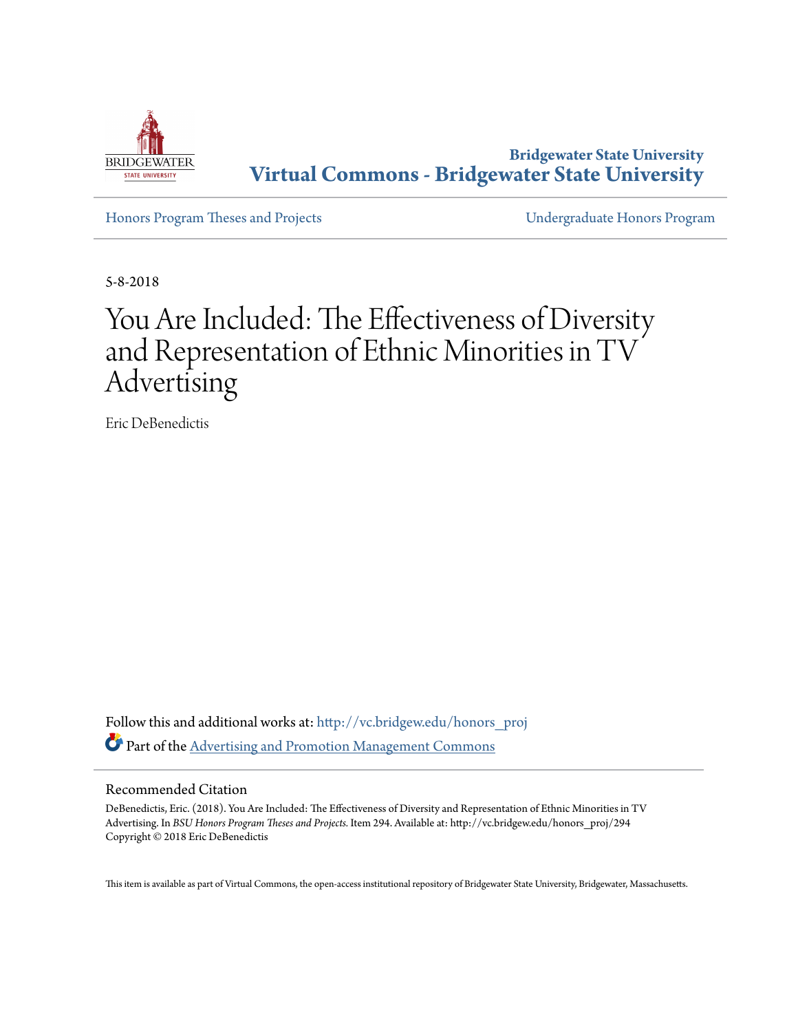**Bridgewater State University**
**Virtual Commons - Bridgewater State University**

Honors Program Theses and Projects | Undergraduate Honors Program

5-8-2018

# You Are Included: The Effectiveness of Diversity and Representation of Ethnic Minorities in TV Advertising

Eric DeBenedictis

Follow this and additional works at: http://vc.bridgew.edu/honors_proj

Part of the Advertising and Promotion Management Commons

## Recommended Citation

DeBenedictis, Eric. (2018). You Are Included: The Effectiveness of Diversity and Representation of Ethnic Minorities in TV Advertising. In *BSU Honors Program Theses and Projects*. Item 294. Available at: http://vc.bridgew.edu/honors_proj/294
Copyright © 2018 Eric DeBenedictis

This item is available as part of Virtual Commons, the open-access institutional repository of Bridgewater State University, Bridgewater, Massachusetts.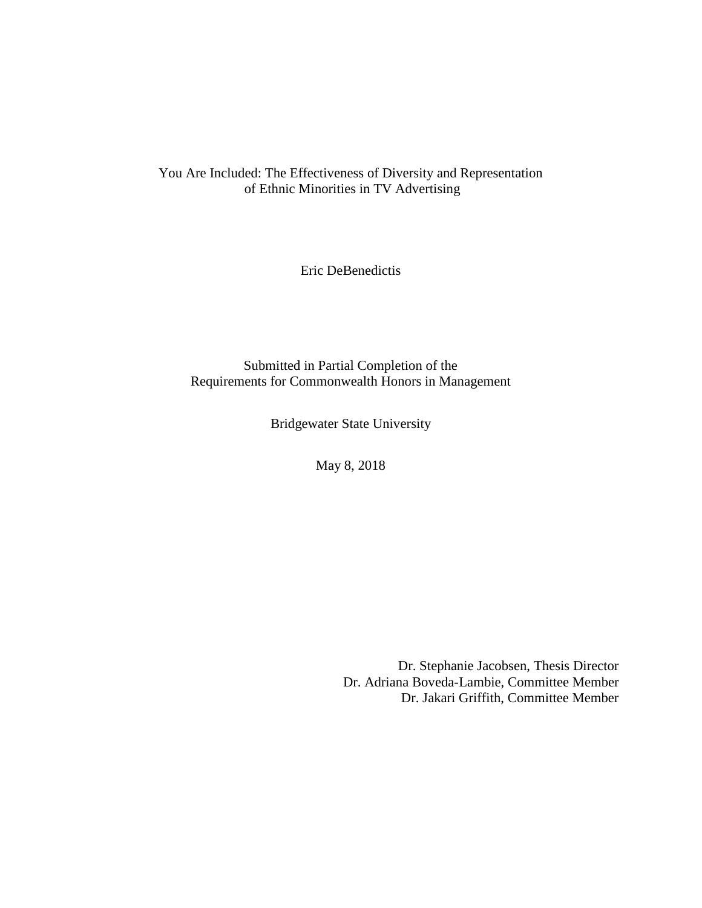# You Are Included: The Effectiveness of Diversity and Representation of Ethnic Minorities in TV Advertising

Eric DeBenedictis

Submitted in Partial Completion of the
Requirements for Commonwealth Honors in Management

Bridgewater State University

May 8, 2018

Dr. Stephanie Jacobsen, Thesis Director
Dr. Adriana Boveda-Lambie, Committee Member
Dr. Jakari Griffith, Committee Member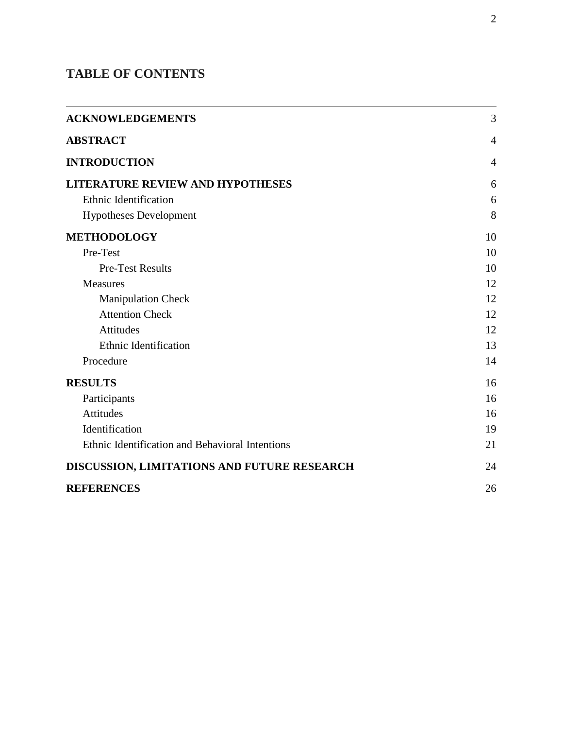## TABLE OF CONTENTS

| | |
|---|---|
| **ACKNOWLEDGEMENTS** | 3 |
| **ABSTRACT** | 4 |
| **INTRODUCTION** | 4 |
| **LITERATURE REVIEW AND HYPOTHESES** | 6 |
| Ethnic Identification | 6 |
| Hypotheses Development | 8 |
| **METHODOLOGY** | 10 |
| Pre-Test | 10 |
| Pre-Test Results | 10 |
| Measures | 12 |
| Manipulation Check | 12 |
| Attention Check | 12 |
| Attitudes | 12 |
| Ethnic Identification | 13 |
| Procedure | 14 |
| **RESULTS** | 16 |
| Participants | 16 |
| Attitudes | 16 |
| Identification | 19 |
| Ethnic Identification and Behavioral Intentions | 21 |
| **DISCUSSION, LIMITATIONS AND FUTURE RESEARCH** | 24 |
| **REFERENCES** | 26 |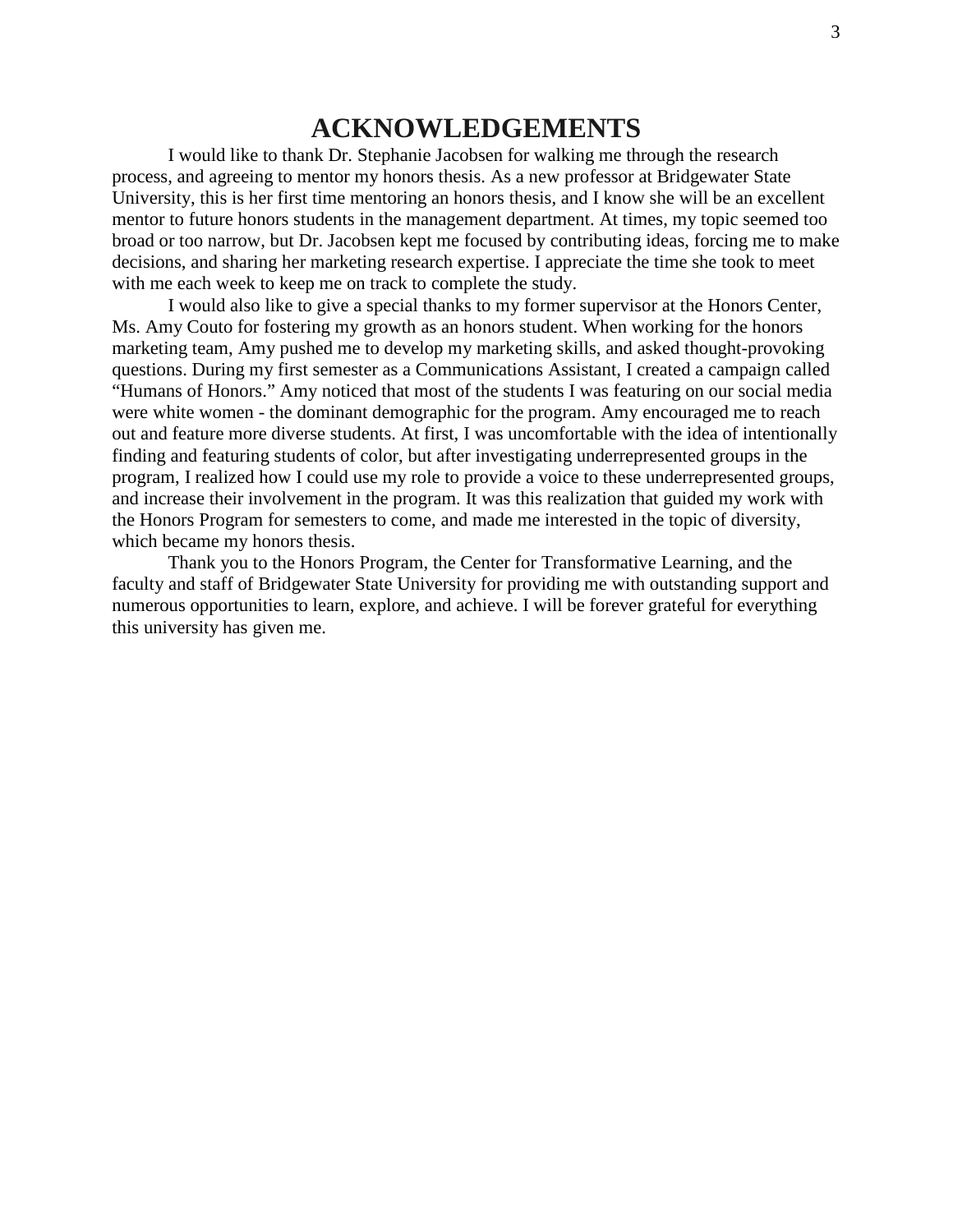# ACKNOWLEDGEMENTS

I would like to thank Dr. Stephanie Jacobsen for walking me through the research process, and agreeing to mentor my honors thesis. As a new professor at Bridgewater State University, this is her first time mentoring an honors thesis, and I know she will be an excellent mentor to future honors students in the management department. At times, my topic seemed too broad or too narrow, but Dr. Jacobsen kept me focused by contributing ideas, forcing me to make decisions, and sharing her marketing research expertise. I appreciate the time she took to meet with me each week to keep me on track to complete the study.

I would also like to give a special thanks to my former supervisor at the Honors Center, Ms. Amy Couto for fostering my growth as an honors student. When working for the honors marketing team, Amy pushed me to develop my marketing skills, and asked thought-provoking questions. During my first semester as a Communications Assistant, I created a campaign called "Humans of Honors." Amy noticed that most of the students I was featuring on our social media were white women - the dominant demographic for the program. Amy encouraged me to reach out and feature more diverse students. At first, I was uncomfortable with the idea of intentionally finding and featuring students of color, but after investigating underrepresented groups in the program, I realized how I could use my role to provide a voice to these underrepresented groups, and increase their involvement in the program. It was this realization that guided my work with the Honors Program for semesters to come, and made me interested in the topic of diversity, which became my honors thesis.

Thank you to the Honors Program, the Center for Transformative Learning, and the faculty and staff of Bridgewater State University for providing me with outstanding support and numerous opportunities to learn, explore, and achieve. I will be forever grateful for everything this university has given me.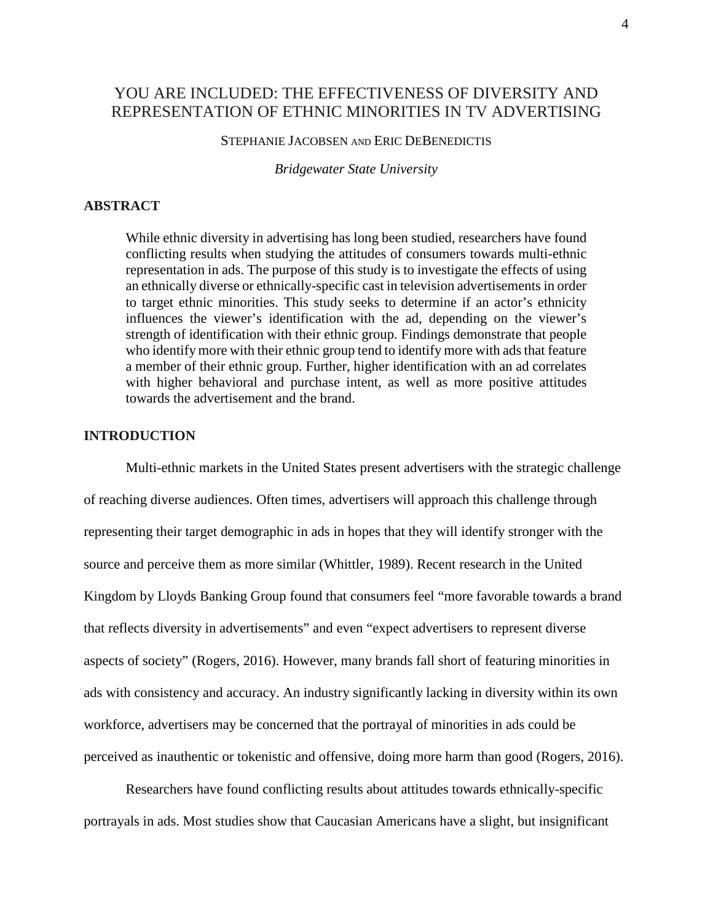# YOU ARE INCLUDED: THE EFFECTIVENESS OF DIVERSITY AND REPRESENTATION OF ETHNIC MINORITIES IN TV ADVERTISING

STEPHANIE JACOBSEN AND ERIC DEBENEDICTIS

*Bridgewater State University*

## ABSTRACT

While ethnic diversity in advertising has long been studied, researchers have found conflicting results when studying the attitudes of consumers towards multi-ethnic representation in ads. The purpose of this study is to investigate the effects of using an ethnically diverse or ethnically-specific cast in television advertisements in order to target ethnic minorities. This study seeks to determine if an actor's ethnicity influences the viewer's identification with the ad, depending on the viewer's strength of identification with their ethnic group. Findings demonstrate that people who identify more with their ethnic group tend to identify more with ads that feature a member of their ethnic group. Further, higher identification with an ad correlates with higher behavioral and purchase intent, as well as more positive attitudes towards the advertisement and the brand.

## INTRODUCTION

Multi-ethnic markets in the United States present advertisers with the strategic challenge of reaching diverse audiences. Often times, advertisers will approach this challenge through representing their target demographic in ads in hopes that they will identify stronger with the source and perceive them as more similar (Whittler, 1989). Recent research in the United Kingdom by Lloyds Banking Group found that consumers feel "more favorable towards a brand that reflects diversity in advertisements" and even "expect advertisers to represent diverse aspects of society" (Rogers, 2016). However, many brands fall short of featuring minorities in ads with consistency and accuracy. An industry significantly lacking in diversity within its own workforce, advertisers may be concerned that the portrayal of minorities in ads could be perceived as inauthentic or tokenistic and offensive, doing more harm than good (Rogers, 2016).

Researchers have found conflicting results about attitudes towards ethnically-specific portrayals in ads. Most studies show that Caucasian Americans have a slight, but insignificant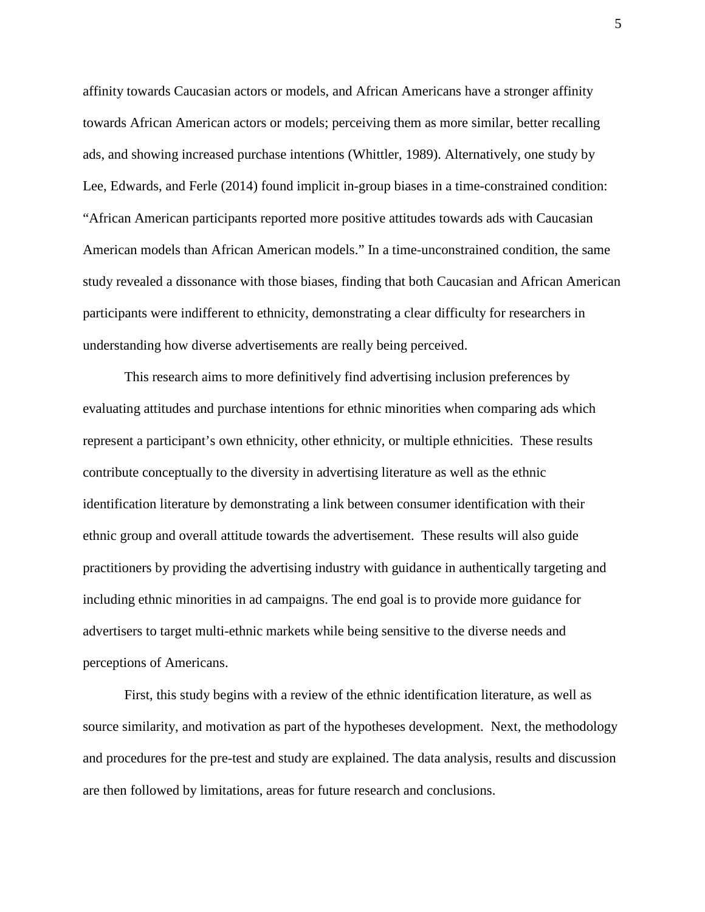affinity towards Caucasian actors or models, and African Americans have a stronger affinity towards African American actors or models; perceiving them as more similar, better recalling ads, and showing increased purchase intentions (Whittler, 1989). Alternatively, one study by Lee, Edwards, and Ferle (2014) found implicit in-group biases in a time-constrained condition: "African American participants reported more positive attitudes towards ads with Caucasian American models than African American models." In a time-unconstrained condition, the same study revealed a dissonance with those biases, finding that both Caucasian and African American participants were indifferent to ethnicity, demonstrating a clear difficulty for researchers in understanding how diverse advertisements are really being perceived.

This research aims to more definitively find advertising inclusion preferences by evaluating attitudes and purchase intentions for ethnic minorities when comparing ads which represent a participant's own ethnicity, other ethnicity, or multiple ethnicities. These results contribute conceptually to the diversity in advertising literature as well as the ethnic identification literature by demonstrating a link between consumer identification with their ethnic group and overall attitude towards the advertisement. These results will also guide practitioners by providing the advertising industry with guidance in authentically targeting and including ethnic minorities in ad campaigns. The end goal is to provide more guidance for advertisers to target multi-ethnic markets while being sensitive to the diverse needs and perceptions of Americans.

First, this study begins with a review of the ethnic identification literature, as well as source similarity, and motivation as part of the hypotheses development. Next, the methodology and procedures for the pre-test and study are explained. The data analysis, results and discussion are then followed by limitations, areas for future research and conclusions.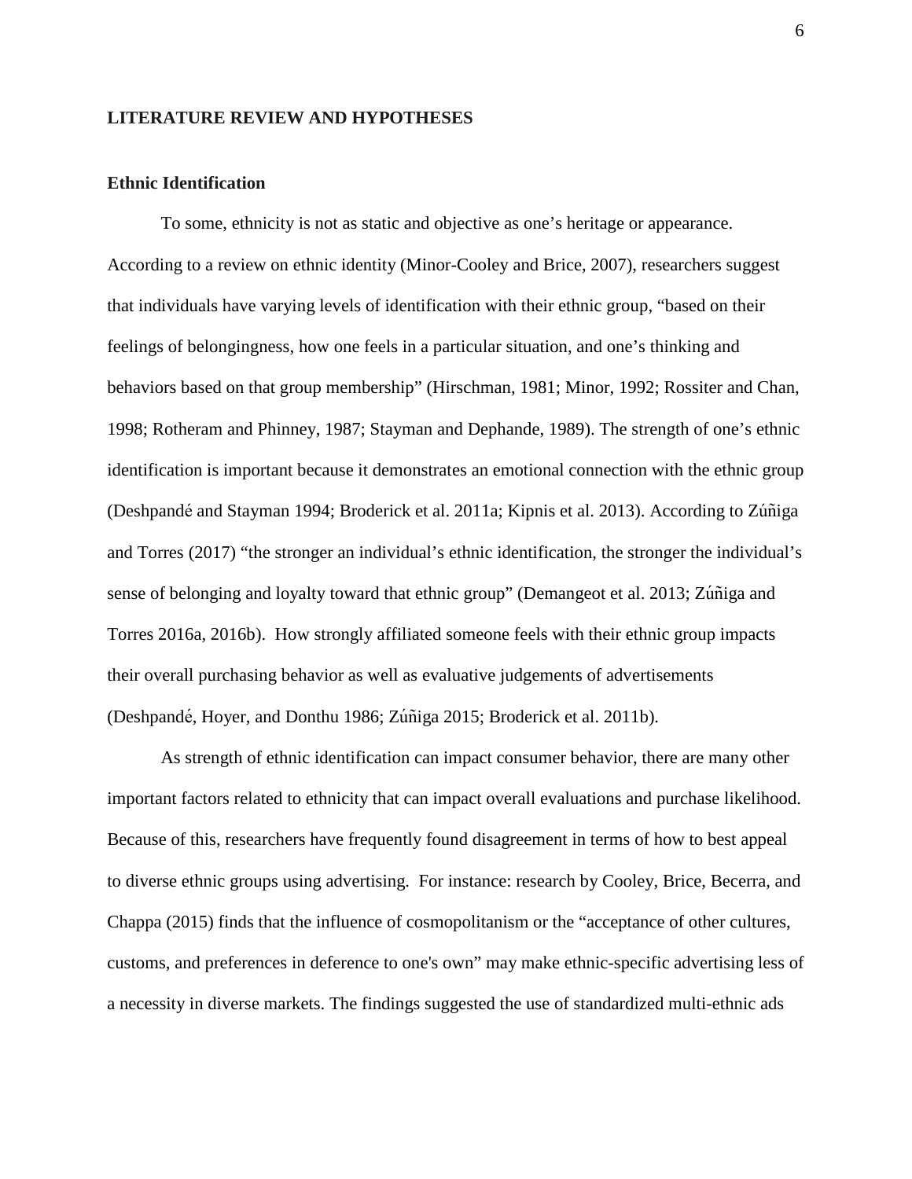## LITERATURE REVIEW AND HYPOTHESES

### Ethnic Identification

To some, ethnicity is not as static and objective as one's heritage or appearance. According to a review on ethnic identity (Minor-Cooley and Brice, 2007), researchers suggest that individuals have varying levels of identification with their ethnic group, "based on their feelings of belongingness, how one feels in a particular situation, and one's thinking and behaviors based on that group membership" (Hirschman, 1981; Minor, 1992; Rossiter and Chan, 1998; Rotheram and Phinney, 1987; Stayman and Dephande, 1989). The strength of one's ethnic identification is important because it demonstrates an emotional connection with the ethnic group (Deshpandé and Stayman 1994; Broderick et al. 2011a; Kipnis et al. 2013). According to Zúñiga and Torres (2017) "the stronger an individual's ethnic identification, the stronger the individual's sense of belonging and loyalty toward that ethnic group" (Demangeot et al. 2013; Zúñiga and Torres 2016a, 2016b). How strongly affiliated someone feels with their ethnic group impacts their overall purchasing behavior as well as evaluative judgements of advertisements (Deshpandé, Hoyer, and Donthu 1986; Zúñiga 2015; Broderick et al. 2011b).

As strength of ethnic identification can impact consumer behavior, there are many other important factors related to ethnicity that can impact overall evaluations and purchase likelihood. Because of this, researchers have frequently found disagreement in terms of how to best appeal to diverse ethnic groups using advertising. For instance: research by Cooley, Brice, Becerra, and Chappa (2015) finds that the influence of cosmopolitanism or the "acceptance of other cultures, customs, and preferences in deference to one's own" may make ethnic-specific advertising less of a necessity in diverse markets. The findings suggested the use of standardized multi-ethnic ads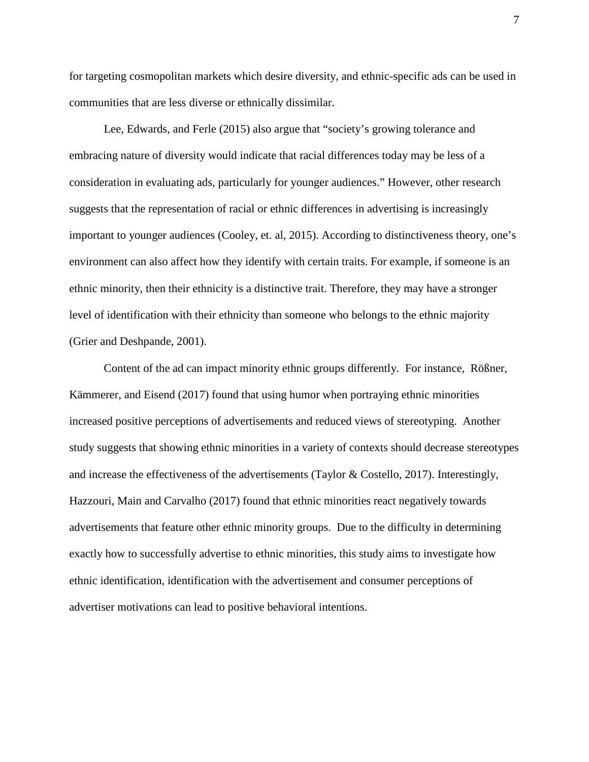for targeting cosmopolitan markets which desire diversity, and ethnic-specific ads can be used in communities that are less diverse or ethnically dissimilar.

Lee, Edwards, and Ferle (2015) also argue that "society's growing tolerance and embracing nature of diversity would indicate that racial differences today may be less of a consideration in evaluating ads, particularly for younger audiences." However, other research suggests that the representation of racial or ethnic differences in advertising is increasingly important to younger audiences (Cooley, et. al, 2015). According to distinctiveness theory, one's environment can also affect how they identify with certain traits. For example, if someone is an ethnic minority, then their ethnicity is a distinctive trait. Therefore, they may have a stronger level of identification with their ethnicity than someone who belongs to the ethnic majority (Grier and Deshpande, 2001).

Content of the ad can impact minority ethnic groups differently. For instance, Rößner, Kämmerer, and Eisend (2017) found that using humor when portraying ethnic minorities increased positive perceptions of advertisements and reduced views of stereotyping. Another study suggests that showing ethnic minorities in a variety of contexts should decrease stereotypes and increase the effectiveness of the advertisements (Taylor & Costello, 2017). Interestingly, Hazzouri, Main and Carvalho (2017) found that ethnic minorities react negatively towards advertisements that feature other ethnic minority groups. Due to the difficulty in determining exactly how to successfully advertise to ethnic minorities, this study aims to investigate how ethnic identification, identification with the advertisement and consumer perceptions of advertiser motivations can lead to positive behavioral intentions.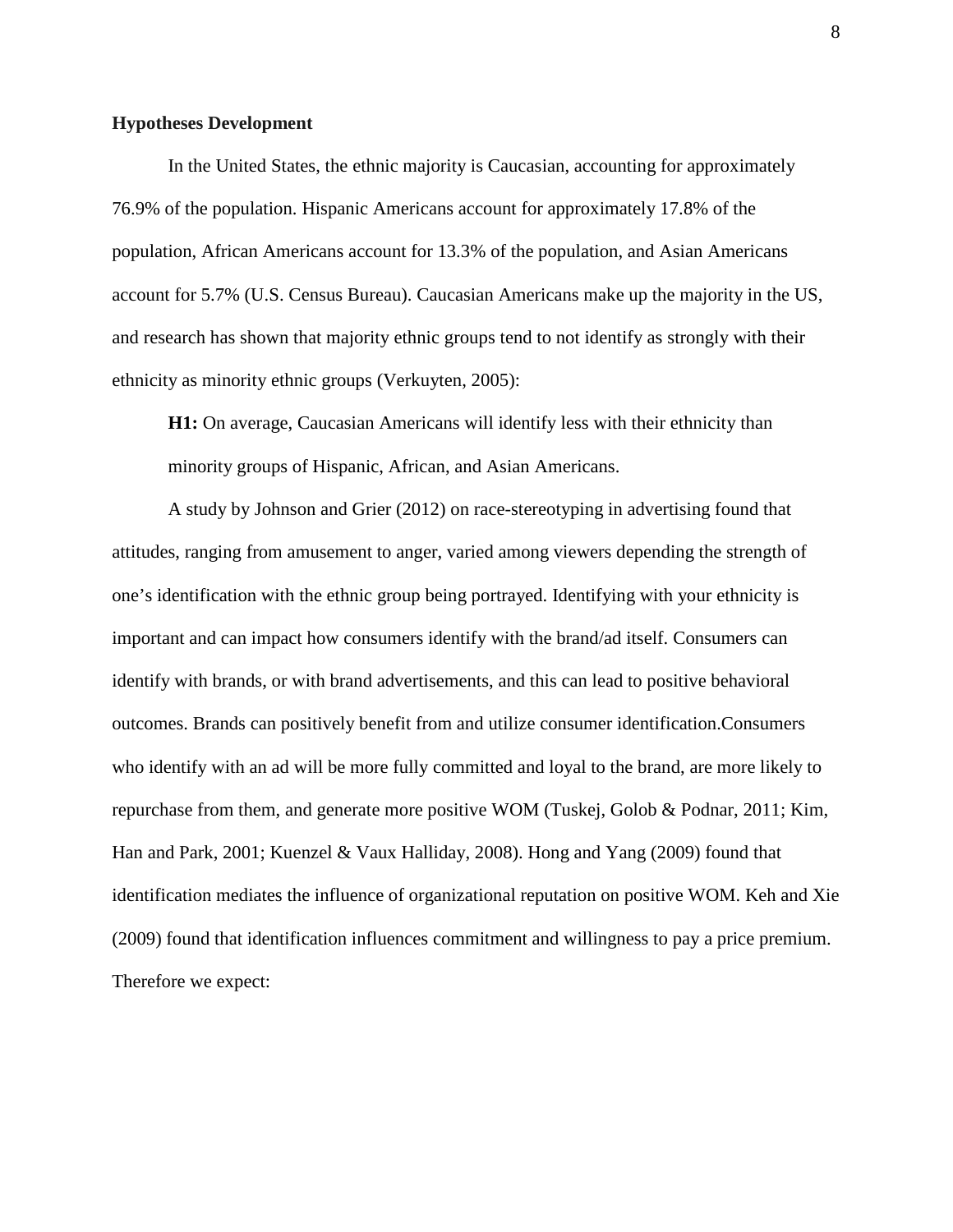**Hypotheses Development**

In the United States, the ethnic majority is Caucasian, accounting for approximately 76.9% of the population. Hispanic Americans account for approximately 17.8% of the population, African Americans account for 13.3% of the population, and Asian Americans account for 5.7% (U.S. Census Bureau). Caucasian Americans make up the majority in the US, and research has shown that majority ethnic groups tend to not identify as strongly with their ethnicity as minority ethnic groups (Verkuyten, 2005):

> **H1:** On average, Caucasian Americans will identify less with their ethnicity than minority groups of Hispanic, African, and Asian Americans.

A study by Johnson and Grier (2012) on race-stereotyping in advertising found that attitudes, ranging from amusement to anger, varied among viewers depending the strength of one's identification with the ethnic group being portrayed. Identifying with your ethnicity is important and can impact how consumers identify with the brand/ad itself. Consumers can identify with brands, or with brand advertisements, and this can lead to positive behavioral outcomes. Brands can positively benefit from and utilize consumer identification.Consumers who identify with an ad will be more fully committed and loyal to the brand, are more likely to repurchase from them, and generate more positive WOM (Tuskej, Golob & Podnar, 2011; Kim, Han and Park, 2001; Kuenzel & Vaux Halliday, 2008). Hong and Yang (2009) found that identification mediates the influence of organizational reputation on positive WOM. Keh and Xie (2009) found that identification influences commitment and willingness to pay a price premium. Therefore we expect: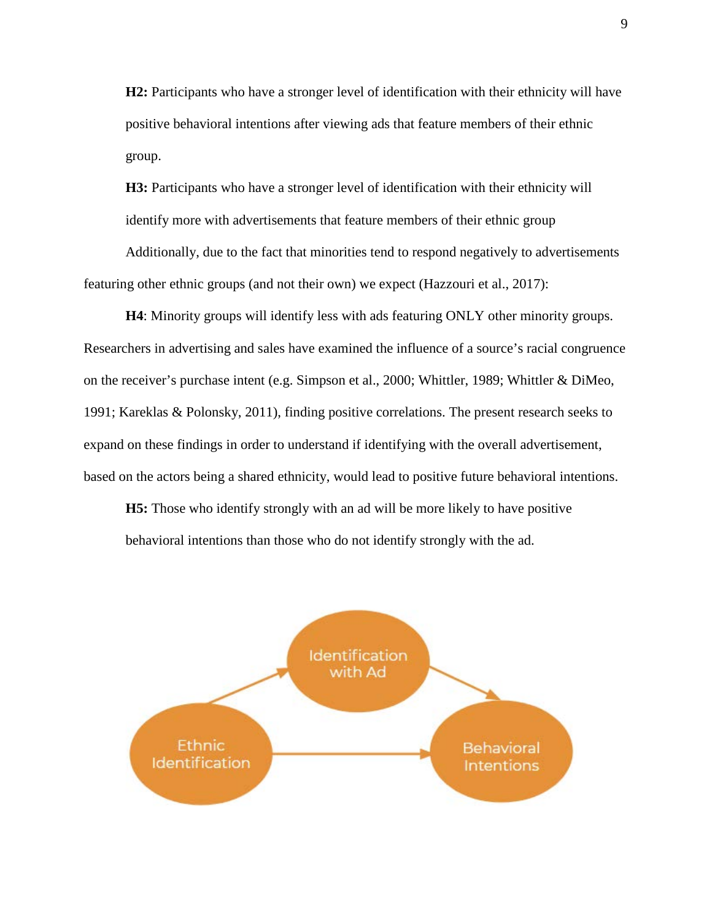**H2:** Participants who have a stronger level of identification with their ethnicity will have positive behavioral intentions after viewing ads that feature members of their ethnic group.

**H3:** Participants who have a stronger level of identification with their ethnicity will identify more with advertisements that feature members of their ethnic group

Additionally, due to the fact that minorities tend to respond negatively to advertisements featuring other ethnic groups (and not their own) we expect (Hazzouri et al., 2017):

**H4**: Minority groups will identify less with ads featuring ONLY other minority groups. Researchers in advertising and sales have examined the influence of a source's racial congruence on the receiver's purchase intent (e.g. Simpson et al., 2000; Whittler, 1989; Whittler & DiMeo, 1991; Kareklas & Polonsky, 2011), finding positive correlations. The present research seeks to expand on these findings in order to understand if identifying with the overall advertisement, based on the actors being a shared ethnicity, would lead to positive future behavioral intentions.

**H5:** Those who identify strongly with an ad will be more likely to have positive behavioral intentions than those who do not identify strongly with the ad.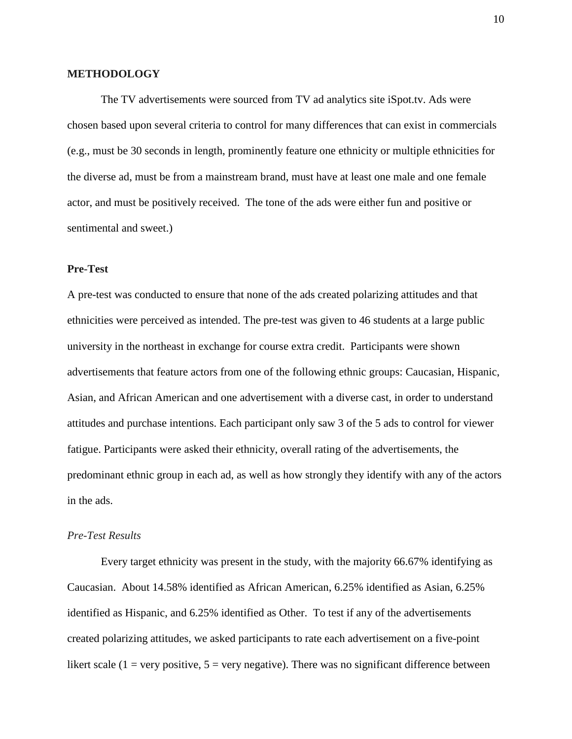## METHODOLOGY

The TV advertisements were sourced from TV ad analytics site iSpot.tv. Ads were chosen based upon several criteria to control for many differences that can exist in commercials (e.g., must be 30 seconds in length, prominently feature one ethnicity or multiple ethnicities for the diverse ad, must be from a mainstream brand, must have at least one male and one female actor, and must be positively received. The tone of the ads were either fun and positive or sentimental and sweet.)

### Pre-Test

A pre-test was conducted to ensure that none of the ads created polarizing attitudes and that ethnicities were perceived as intended. The pre-test was given to 46 students at a large public university in the northeast in exchange for course extra credit. Participants were shown advertisements that feature actors from one of the following ethnic groups: Caucasian, Hispanic, Asian, and African American and one advertisement with a diverse cast, in order to understand attitudes and purchase intentions. Each participant only saw 3 of the 5 ads to control for viewer fatigue. Participants were asked their ethnicity, overall rating of the advertisements, the predominant ethnic group in each ad, as well as how strongly they identify with any of the actors in the ads.

#### *Pre-Test Results*

Every target ethnicity was present in the study, with the majority 66.67% identifying as Caucasian. About 14.58% identified as African American, 6.25% identified as Asian, 6.25% identified as Hispanic, and 6.25% identified as Other. To test if any of the advertisements created polarizing attitudes, we asked participants to rate each advertisement on a five-point likert scale (1 = very positive, 5 = very negative). There was no significant difference between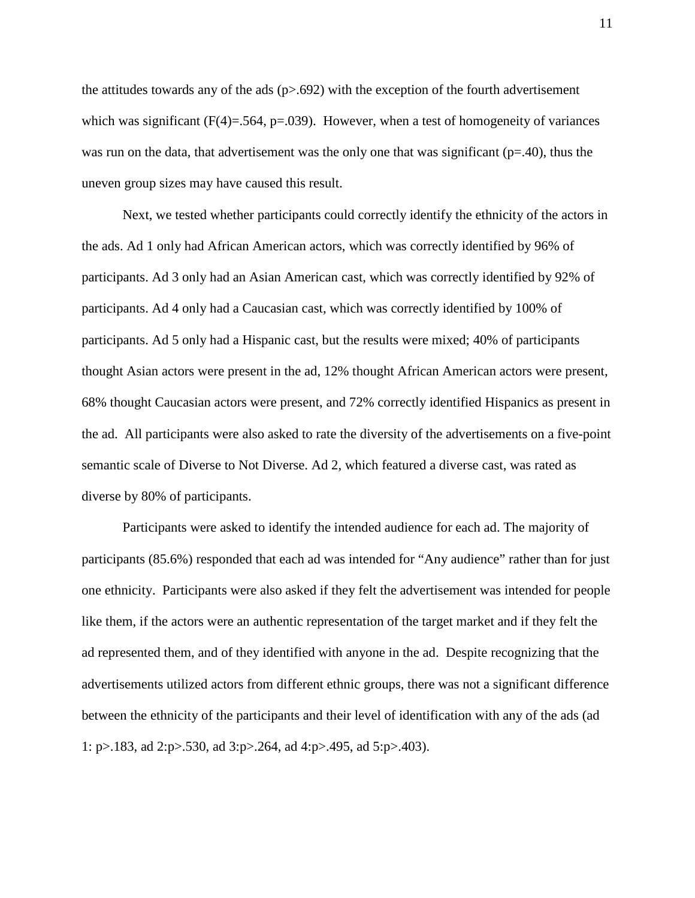the attitudes towards any of the ads ($p > .692$) with the exception of the fourth advertisement which was significant ($F(4) = .564$, $p = .039$). However, when a test of homogeneity of variances was run on the data, that advertisement was the only one that was significant ($p = .40$), thus the uneven group sizes may have caused this result.

Next, we tested whether participants could correctly identify the ethnicity of the actors in the ads. Ad 1 only had African American actors, which was correctly identified by 96% of participants. Ad 3 only had an Asian American cast, which was correctly identified by 92% of participants. Ad 4 only had a Caucasian cast, which was correctly identified by 100% of participants. Ad 5 only had a Hispanic cast, but the results were mixed; 40% of participants thought Asian actors were present in the ad, 12% thought African American actors were present, 68% thought Caucasian actors were present, and 72% correctly identified Hispanics as present in the ad. All participants were also asked to rate the diversity of the advertisements on a five-point semantic scale of Diverse to Not Diverse. Ad 2, which featured a diverse cast, was rated as diverse by 80% of participants.

Participants were asked to identify the intended audience for each ad. The majority of participants (85.6%) responded that each ad was intended for "Any audience" rather than for just one ethnicity. Participants were also asked if they felt the advertisement was intended for people like them, if the actors were an authentic representation of the target market and if they felt the ad represented them, and of they identified with anyone in the ad. Despite recognizing that the advertisements utilized actors from different ethnic groups, there was not a significant difference between the ethnicity of the participants and their level of identification with any of the ads (ad 1: $p > .183$, ad 2: $p > .530$, ad 3: $p > .264$, ad 4: $p > .495$, ad 5: $p > .403$).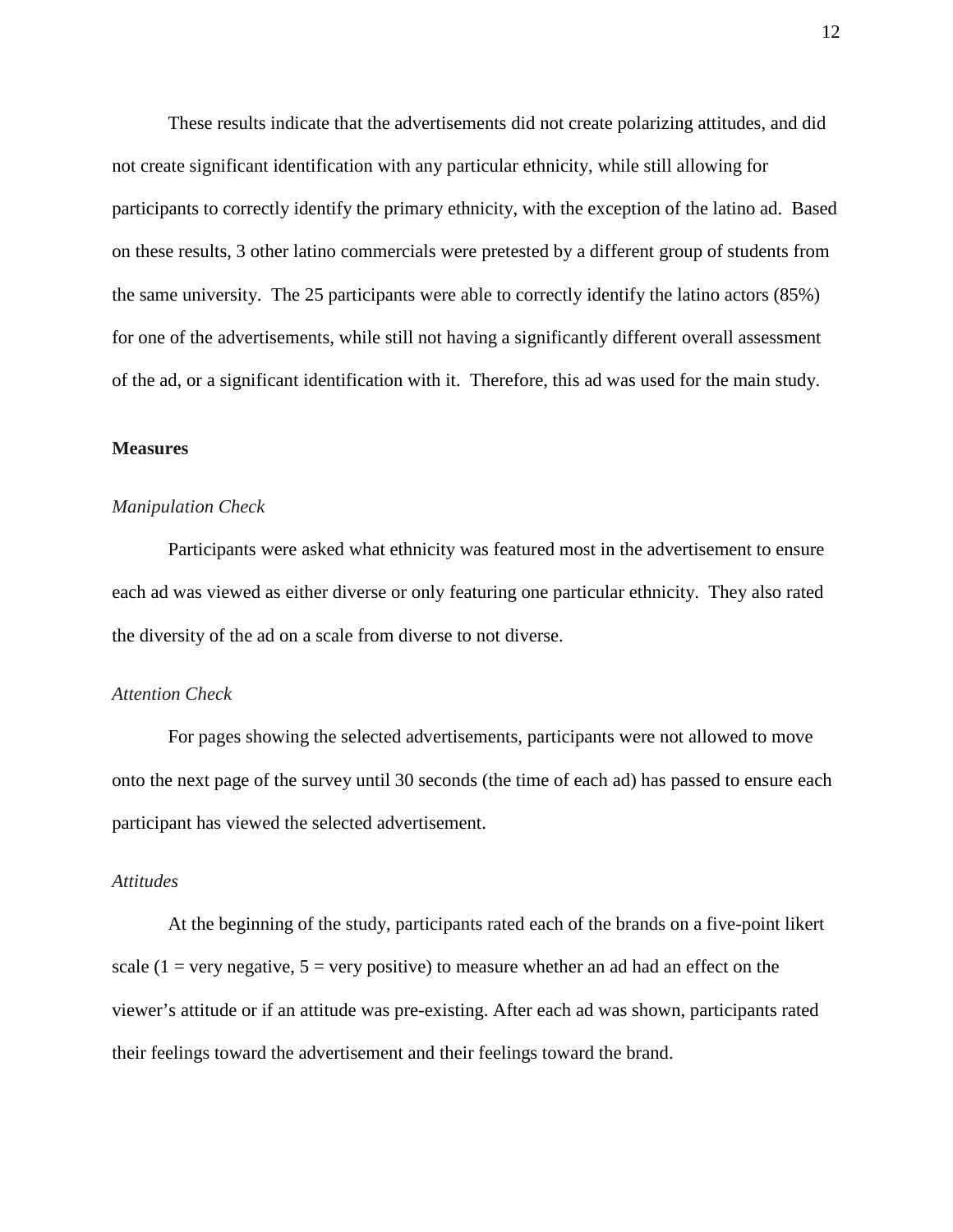These results indicate that the advertisements did not create polarizing attitudes, and did not create significant identification with any particular ethnicity, while still allowing for participants to correctly identify the primary ethnicity, with the exception of the latino ad. Based on these results, 3 other latino commercials were pretested by a different group of students from the same university. The 25 participants were able to correctly identify the latino actors (85%) for one of the advertisements, while still not having a significantly different overall assessment of the ad, or a significant identification with it. Therefore, this ad was used for the main study.

## Measures

### *Manipulation Check*

Participants were asked what ethnicity was featured most in the advertisement to ensure each ad was viewed as either diverse or only featuring one particular ethnicity. They also rated the diversity of the ad on a scale from diverse to not diverse.

### *Attention Check*

For pages showing the selected advertisements, participants were not allowed to move onto the next page of the survey until 30 seconds (the time of each ad) has passed to ensure each participant has viewed the selected advertisement.

### *Attitudes*

At the beginning of the study, participants rated each of the brands on a five-point likert scale (1 = very negative, 5 = very positive) to measure whether an ad had an effect on the viewer's attitude or if an attitude was pre-existing. After each ad was shown, participants rated their feelings toward the advertisement and their feelings toward the brand.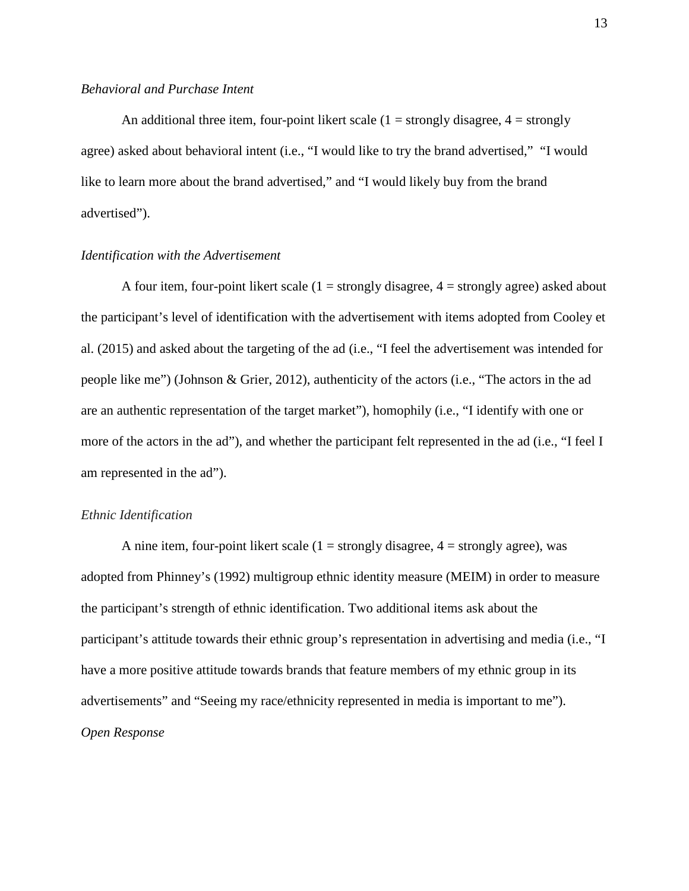*Behavioral and Purchase Intent*

An additional three item, four-point likert scale (1 = strongly disagree, 4 = strongly agree) asked about behavioral intent (i.e., "I would like to try the brand advertised," "I would like to learn more about the brand advertised," and "I would likely buy from the brand advertised").

*Identification with the Advertisement*

A four item, four-point likert scale (1 = strongly disagree, 4 = strongly agree) asked about the participant's level of identification with the advertisement with items adopted from Cooley et al. (2015) and asked about the targeting of the ad (i.e., "I feel the advertisement was intended for people like me") (Johnson & Grier, 2012), authenticity of the actors (i.e., "The actors in the ad are an authentic representation of the target market"), homophily (i.e., "I identify with one or more of the actors in the ad"), and whether the participant felt represented in the ad (i.e., "I feel I am represented in the ad").

*Ethnic Identification*

A nine item, four-point likert scale (1 = strongly disagree, 4 = strongly agree), was adopted from Phinney's (1992) multigroup ethnic identity measure (MEIM) in order to measure the participant's strength of ethnic identification. Two additional items ask about the participant's attitude towards their ethnic group's representation in advertising and media (i.e., "I have a more positive attitude towards brands that feature members of my ethnic group in its advertisements" and "Seeing my race/ethnicity represented in media is important to me").

*Open Response*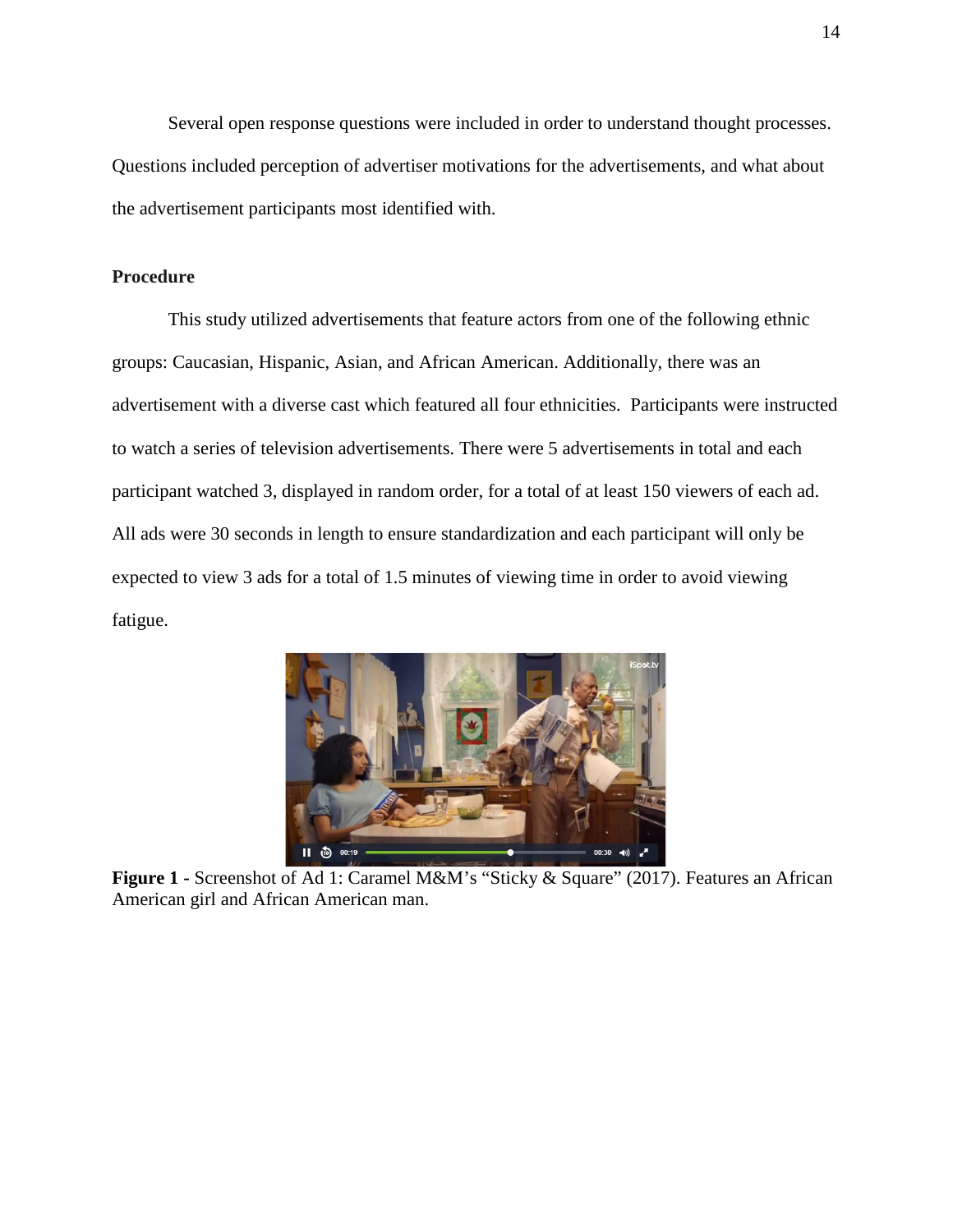Several open response questions were included in order to understand thought processes. Questions included perception of advertiser motivations for the advertisements, and what about the advertisement participants most identified with.

**Procedure**

This study utilized advertisements that feature actors from one of the following ethnic groups: Caucasian, Hispanic, Asian, and African American. Additionally, there was an advertisement with a diverse cast which featured all four ethnicities. Participants were instructed to watch a series of television advertisements. There were 5 advertisements in total and each participant watched 3, displayed in random order, for a total of at least 150 viewers of each ad. All ads were 30 seconds in length to ensure standardization and each participant will only be expected to view 3 ads for a total of 1.5 minutes of viewing time in order to avoid viewing fatigue.

**Figure 1 -** Screenshot of Ad 1: Caramel M&M's "Sticky & Square" (2017). Features an African American girl and African American man.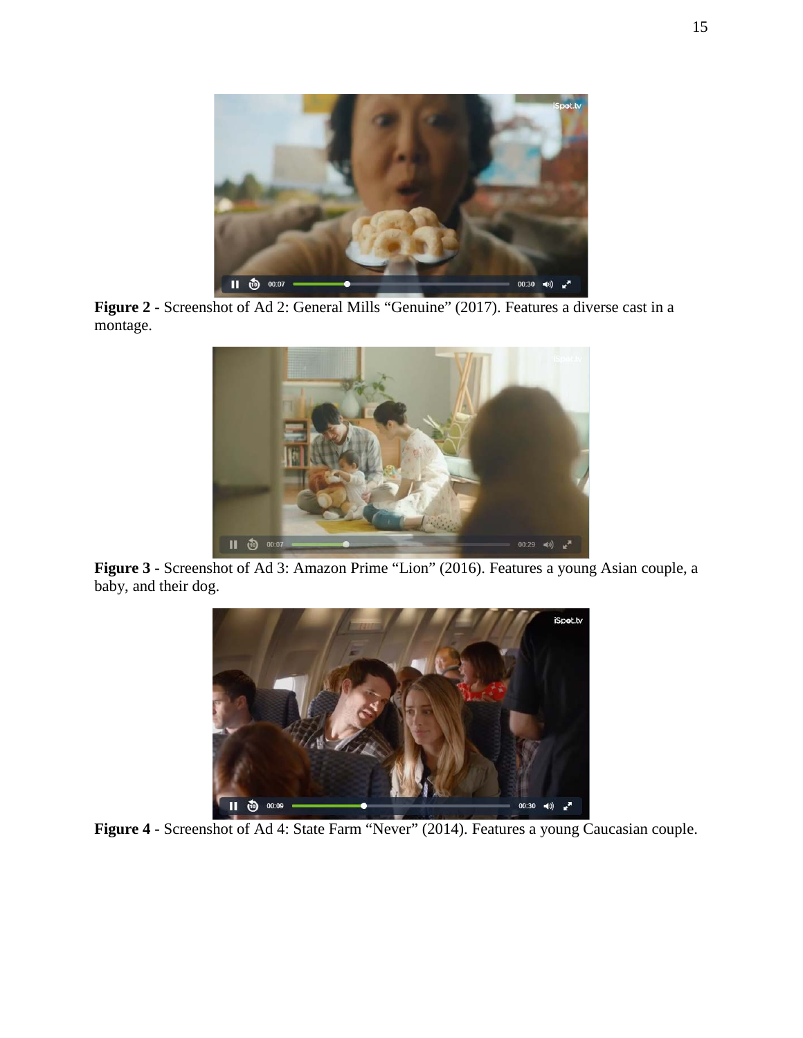**Figure 2 -** Screenshot of Ad 2: General Mills “Genuine” (2017). Features a diverse cast in a montage.

**Figure 3 -** Screenshot of Ad 3: Amazon Prime “Lion” (2016). Features a young Asian couple, a baby, and their dog.

**Figure 4 -** Screenshot of Ad 4: State Farm “Never” (2014). Features a young Caucasian couple.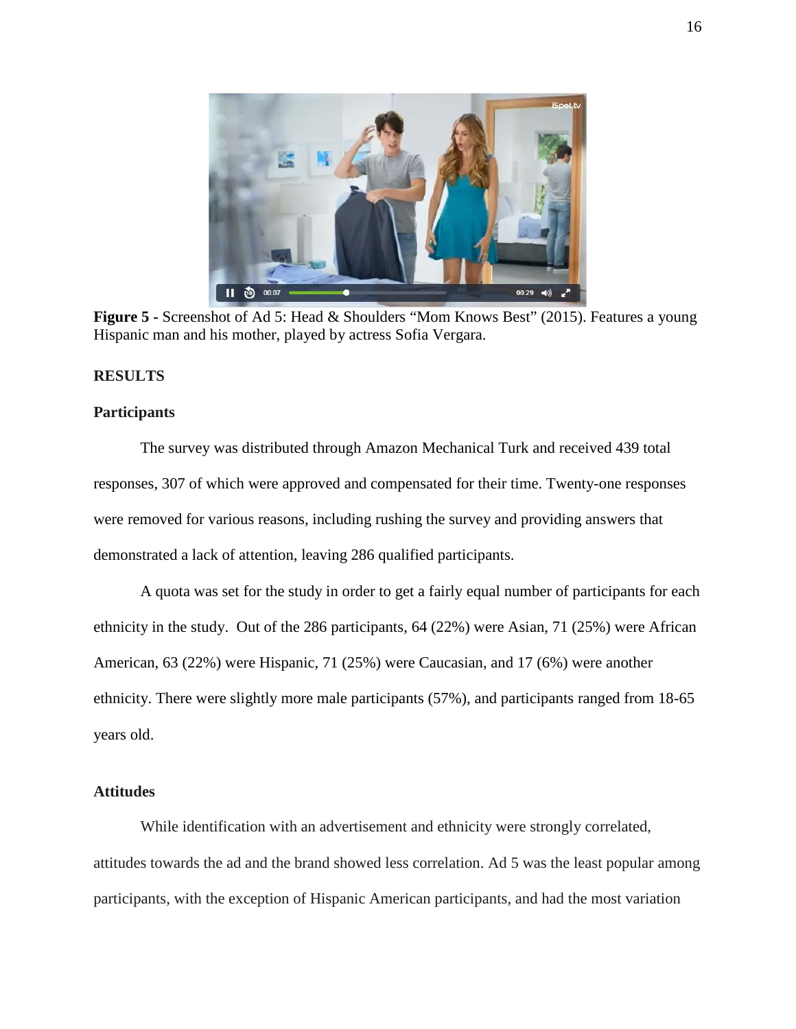**Figure 5** - Screenshot of Ad 5: Head & Shoulders "Mom Knows Best" (2015). Features a young Hispanic man and his mother, played by actress Sofia Vergara.

## RESULTS

### Participants

The survey was distributed through Amazon Mechanical Turk and received 439 total responses, 307 of which were approved and compensated for their time. Twenty-one responses were removed for various reasons, including rushing the survey and providing answers that demonstrated a lack of attention, leaving 286 qualified participants.

A quota was set for the study in order to get a fairly equal number of participants for each ethnicity in the study. Out of the 286 participants, 64 (22%) were Asian, 71 (25%) were African American, 63 (22%) were Hispanic, 71 (25%) were Caucasian, and 17 (6%) were another ethnicity. There were slightly more male participants (57%), and participants ranged from 18-65 years old.

### Attitudes

While identification with an advertisement and ethnicity were strongly correlated, attitudes towards the ad and the brand showed less correlation. Ad 5 was the least popular among participants, with the exception of Hispanic American participants, and had the most variation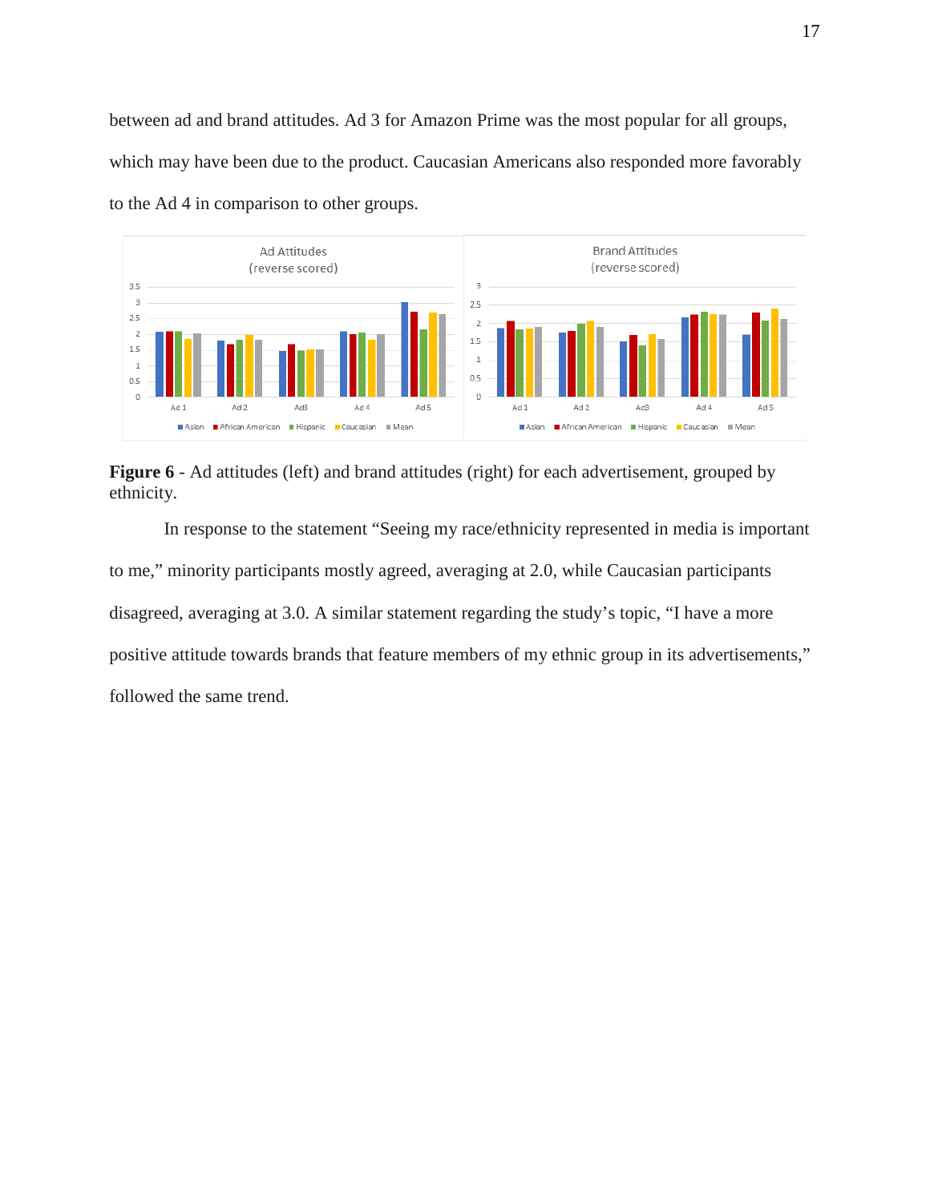between ad and brand attitudes. Ad 3 for Amazon Prime was the most popular for all groups, which may have been due to the product. Caucasian Americans also responded more favorably to the Ad 4 in comparison to other groups.

**Figure 6** - Ad attitudes (left) and brand attitudes (right) for each advertisement, grouped by ethnicity.

In response to the statement “Seeing my race/ethnicity represented in media is important to me,” minority participants mostly agreed, averaging at 2.0, while Caucasian participants disagreed, averaging at 3.0. A similar statement regarding the study’s topic, “I have a more positive attitude towards brands that feature members of my ethnic group in its advertisements,” followed the same trend.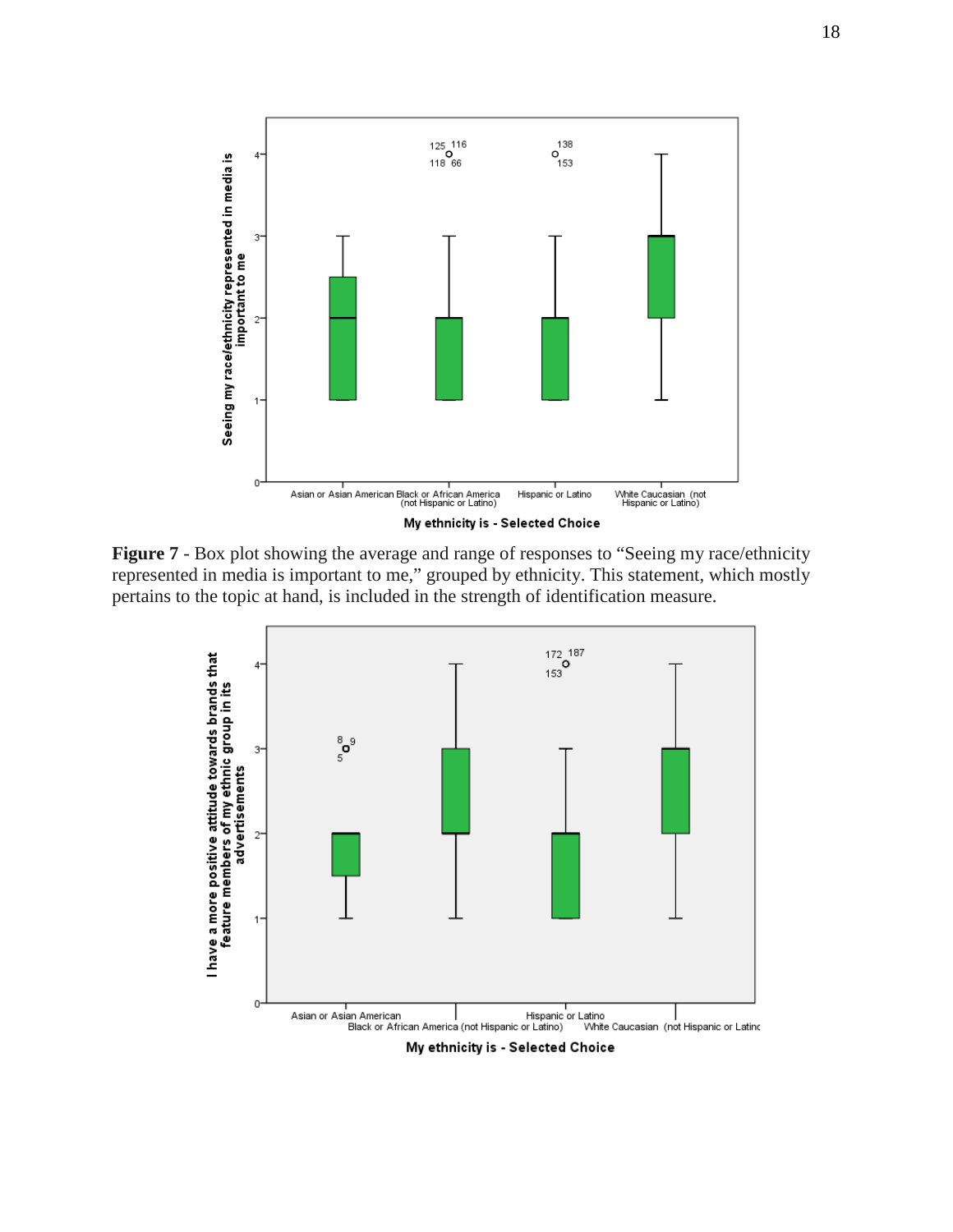**Figure 7** - Box plot showing the average and range of responses to "Seeing my race/ethnicity represented in media is important to me," grouped by ethnicity. This statement, which mostly pertains to the topic at hand, is included in the strength of identification measure.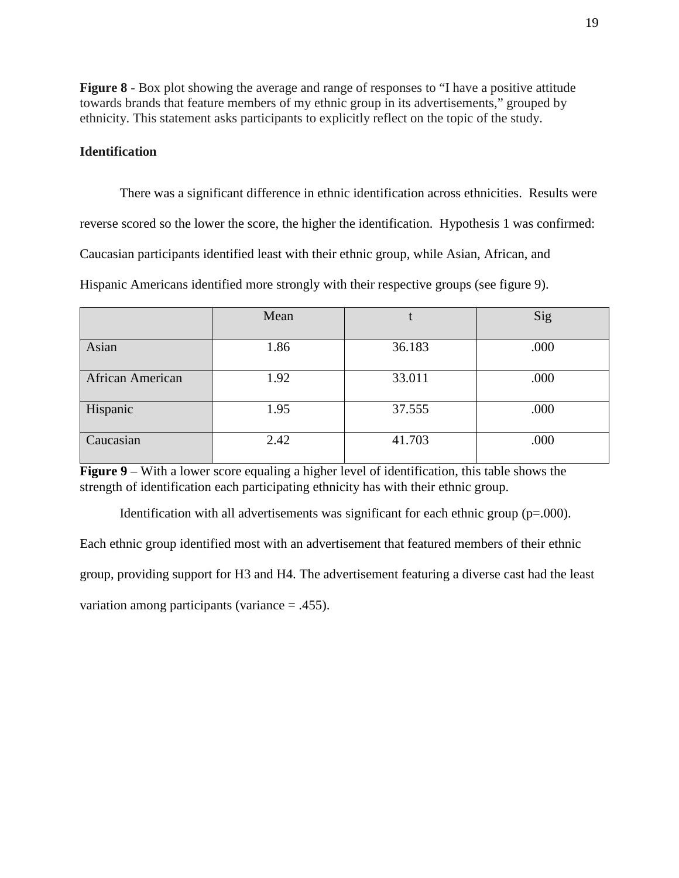**Figure 8** - Box plot showing the average and range of responses to “I have a positive attitude towards brands that feature members of my ethnic group in its advertisements,” grouped by ethnicity. This statement asks participants to explicitly reflect on the topic of the study.

### Identification

There was a significant difference in ethnic identification across ethnicities. Results were reverse scored so the lower the score, the higher the identification. Hypothesis 1 was confirmed: Caucasian participants identified least with their ethnic group, while Asian, African, and Hispanic Americans identified more strongly with their respective groups (see figure 9).

| | Mean | t | Sig |
|---|---|---|---|
| Asian | 1.86 | 36.183 | .000 |
| African American | 1.92 | 33.011 | .000 |
| Hispanic | 1.95 | 37.555 | .000 |
| Caucasian | 2.42 | 41.703 | .000 |

**Figure 9** – With a lower score equaling a higher level of identification, this table shows the strength of identification each participating ethnicity has with their ethnic group.

Identification with all advertisements was significant for each ethnic group (p=.000). Each ethnic group identified most with an advertisement that featured members of their ethnic group, providing support for H3 and H4. The advertisement featuring a diverse cast had the least variation among participants (variance = .455).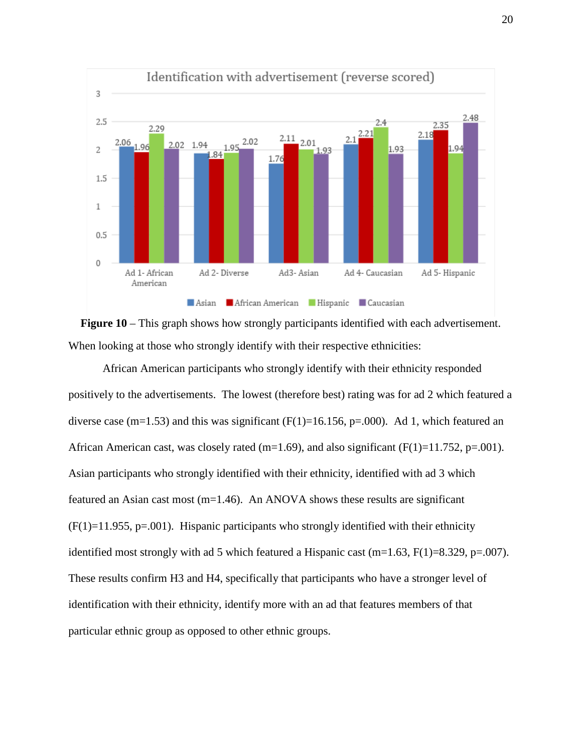**Figure 10** – This graph shows how strongly participants identified with each advertisement.

When looking at those who strongly identify with their respective ethnicities:

African American participants who strongly identify with their ethnicity responded positively to the advertisements. The lowest (therefore best) rating was for ad 2 which featured a diverse case (m=1.53) and this was significant (F(1)=16.156, p=.000). Ad 1, which featured an African American cast, was closely rated (m=1.69), and also significant (F(1)=11.752, p=.001). Asian participants who strongly identified with their ethnicity, identified with ad 3 which featured an Asian cast most (m=1.46). An ANOVA shows these results are significant (F(1)=11.955, p=.001). Hispanic participants who strongly identified with their ethnicity identified most strongly with ad 5 which featured a Hispanic cast (m=1.63, F(1)=8.329, p=.007). These results confirm H3 and H4, specifically that participants who have a stronger level of identification with their ethnicity, identify more with an ad that features members of that particular ethnic group as opposed to other ethnic groups.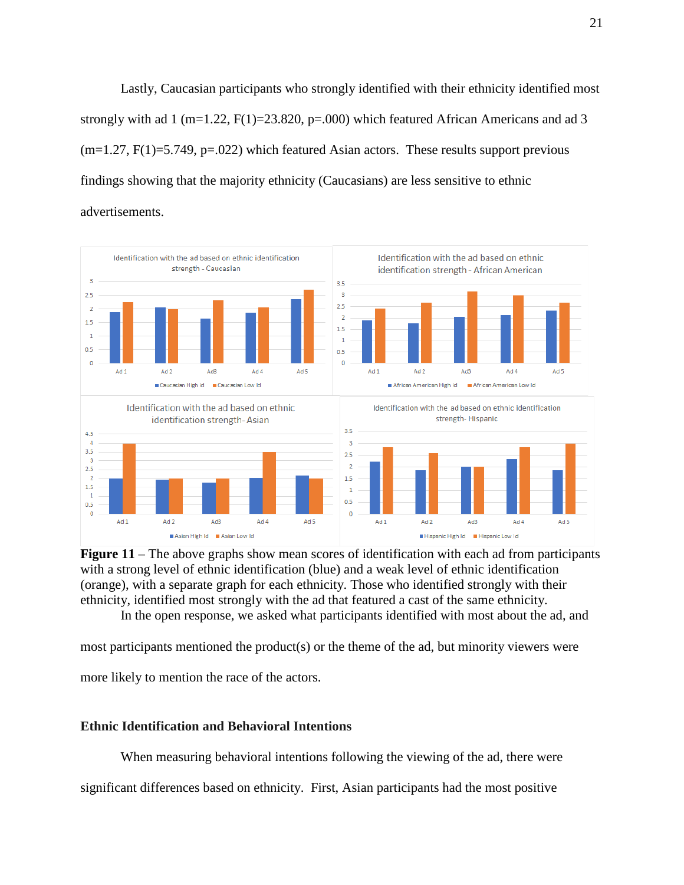Lastly, Caucasian participants who strongly identified with their ethnicity identified most strongly with ad 1 (m=1.22, $F(1)=23.820$, $p=.000$) which featured African Americans and ad 3 (m=1.27, $F(1)=5.749$, $p=.022$) which featured Asian actors. These results support previous findings showing that the majority ethnicity (Caucasians) are less sensitive to ethnic advertisements.

**Figure 11** – The above graphs show mean scores of identification with each ad from participants with a strong level of ethnic identification (blue) and a weak level of ethnic identification (orange), with a separate graph for each ethnicity. Those who identified strongly with their ethnicity, identified most strongly with the ad that featured a cast of the same ethnicity.

In the open response, we asked what participants identified with most about the ad, and most participants mentioned the product(s) or the theme of the ad, but minority viewers were more likely to mention the race of the actors.

### Ethnic Identification and Behavioral Intentions

When measuring behavioral intentions following the viewing of the ad, there were significant differences based on ethnicity. First, Asian participants had the most positive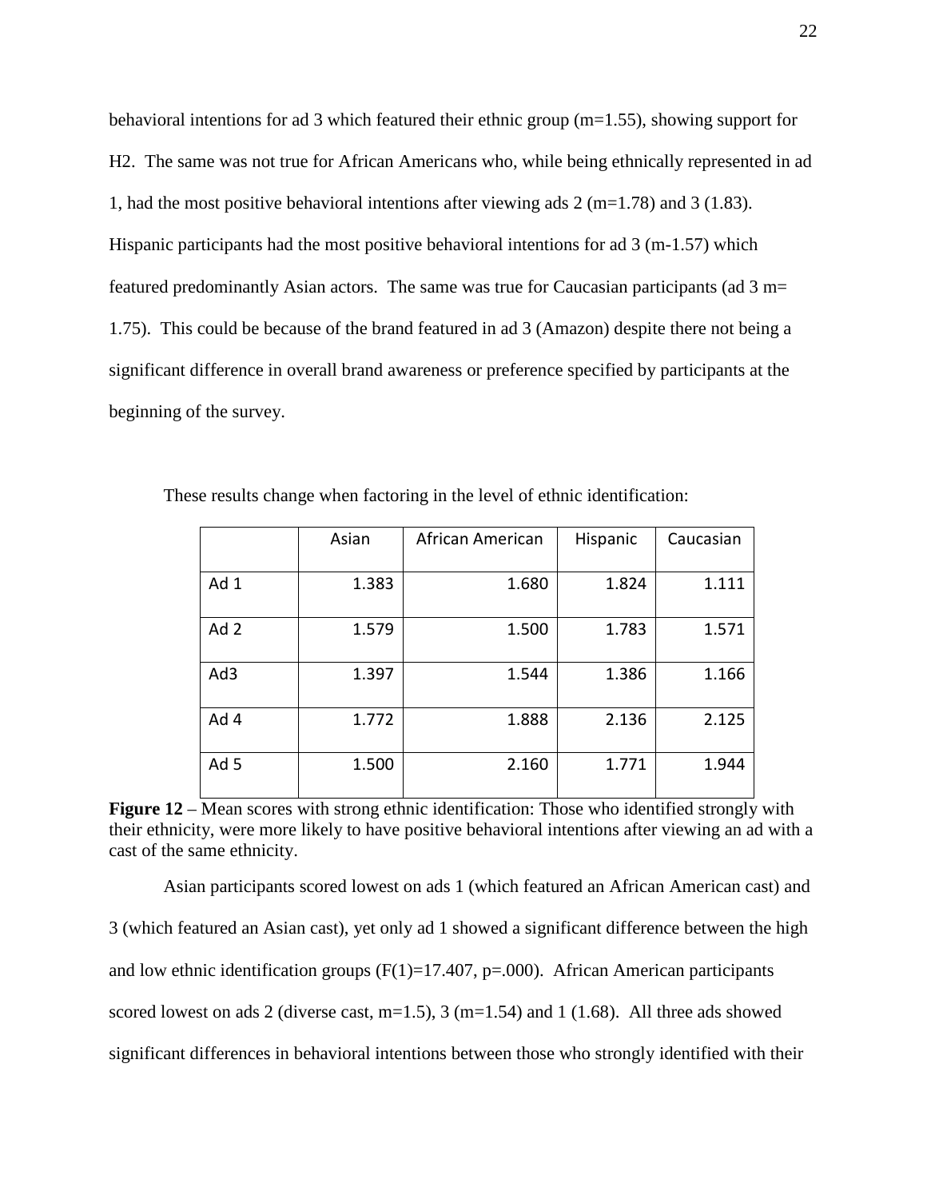behavioral intentions for ad 3 which featured their ethnic group (m=1.55), showing support for H2. The same was not true for African Americans who, while being ethnically represented in ad 1, had the most positive behavioral intentions after viewing ads 2 (m=1.78) and 3 (1.83). Hispanic participants had the most positive behavioral intentions for ad 3 (m-1.57) which featured predominantly Asian actors. The same was true for Caucasian participants (ad 3 m= 1.75). This could be because of the brand featured in ad 3 (Amazon) despite there not being a significant difference in overall brand awareness or preference specified by participants at the beginning of the survey.

These results change when factoring in the level of ethnic identification:

| | Asian | African American | Hispanic | Caucasian |
|---|---|---|---|---|
| Ad 1 | 1.383 | 1.680 | 1.824 | 1.111 |
| Ad 2 | 1.579 | 1.500 | 1.783 | 1.571 |
| Ad3 | 1.397 | 1.544 | 1.386 | 1.166 |
| Ad 4 | 1.772 | 1.888 | 2.136 | 2.125 |
| Ad 5 | 1.500 | 2.160 | 1.771 | 1.944 |

**Figure 12** – Mean scores with strong ethnic identification: Those who identified strongly with their ethnicity, were more likely to have positive behavioral intentions after viewing an ad with a cast of the same ethnicity.

Asian participants scored lowest on ads 1 (which featured an African American cast) and 3 (which featured an Asian cast), yet only ad 1 showed a significant difference between the high and low ethnic identification groups ($F(1)=17.407$, $p=.000$). African American participants scored lowest on ads 2 (diverse cast, m=1.5), 3 (m=1.54) and 1 (1.68). All three ads showed significant differences in behavioral intentions between those who strongly identified with their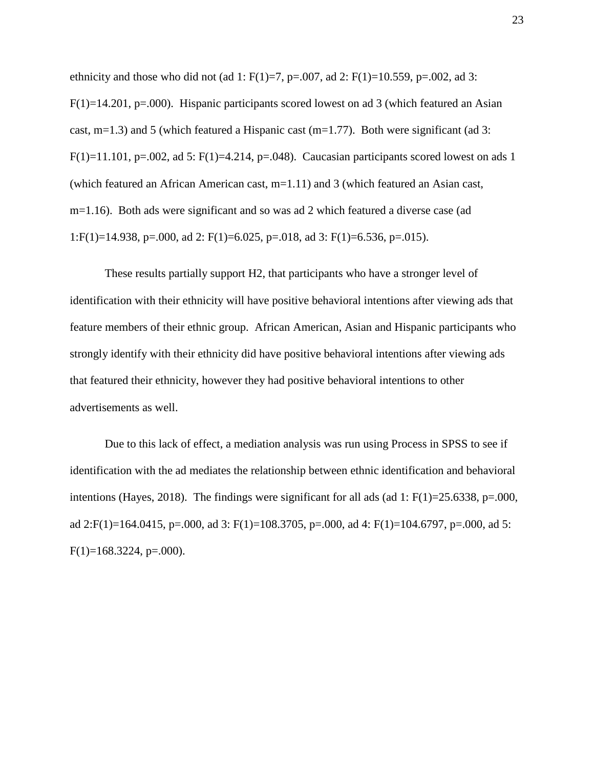ethnicity and those who did not (ad 1: $F(1)=7$, $p=.007$, ad 2: $F(1)=10.559$, $p=.002$, ad 3: $F(1)=14.201$, $p=.000$). Hispanic participants scored lowest on ad 3 (which featured an Asian cast, $m=1.3$) and 5 (which featured a Hispanic cast ($m=1.77$). Both were significant (ad 3: $F(1)=11.101$, $p=.002$, ad 5: $F(1)=4.214$, $p=.048$). Caucasian participants scored lowest on ads 1 (which featured an African American cast, $m=1.11$) and 3 (which featured an Asian cast, $m=1.16$). Both ads were significant and so was ad 2 which featured a diverse case (ad 1:$F(1)=14.938$, $p=.000$, ad 2: $F(1)=6.025$, $p=.018$, ad 3: $F(1)=6.536$, $p=.015$).

These results partially support H2, that participants who have a stronger level of identification with their ethnicity will have positive behavioral intentions after viewing ads that feature members of their ethnic group. African American, Asian and Hispanic participants who strongly identify with their ethnicity did have positive behavioral intentions after viewing ads that featured their ethnicity, however they had positive behavioral intentions to other advertisements as well.

Due to this lack of effect, a mediation analysis was run using Process in SPSS to see if identification with the ad mediates the relationship between ethnic identification and behavioral intentions (Hayes, 2018). The findings were significant for all ads (ad 1: $F(1)=25.6338$, $p=.000$, ad 2:$F(1)=164.0415$, $p=.000$, ad 3: $F(1)=108.3705$, $p=.000$, ad 4: $F(1)=104.6797$, $p=.000$, ad 5: $F(1)=168.3224$, $p=.000$).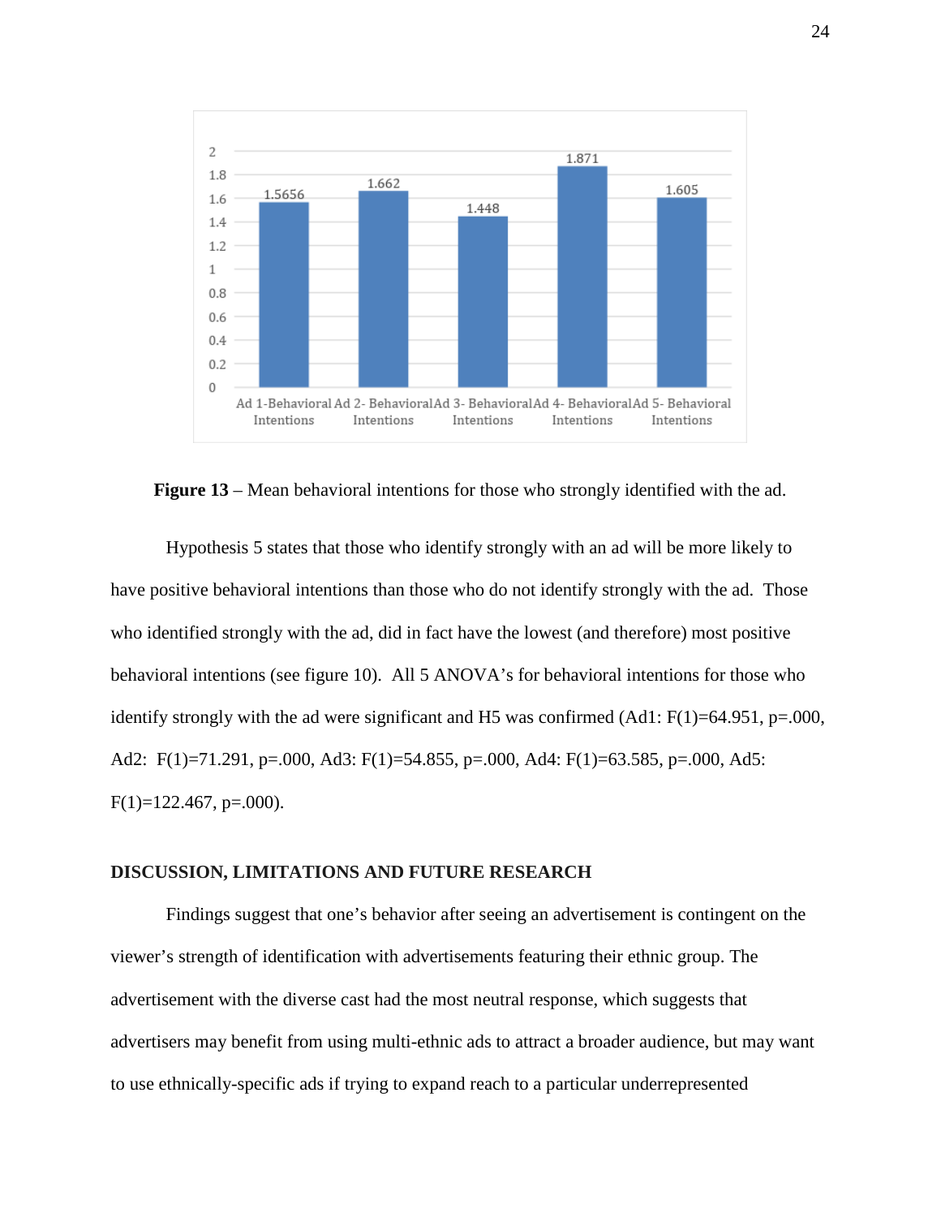**Figure 13** – Mean behavioral intentions for those who strongly identified with the ad.

Hypothesis 5 states that those who identify strongly with an ad will be more likely to have positive behavioral intentions than those who do not identify strongly with the ad. Those who identified strongly with the ad, did in fact have the lowest (and therefore) most positive behavioral intentions (see figure 10). All 5 ANOVA's for behavioral intentions for those who identify strongly with the ad were significant and H5 was confirmed (Ad1: $F(1)=64.951$, $p=.000$, Ad2: $F(1)=71.291$, $p=.000$, Ad3: $F(1)=54.855$, $p=.000$, Ad4: $F(1)=63.585$, $p=.000$, Ad5: $F(1)=122.467$, $p=.000$).

## DISCUSSION, LIMITATIONS AND FUTURE RESEARCH

Findings suggest that one's behavior after seeing an advertisement is contingent on the viewer's strength of identification with advertisements featuring their ethnic group. The advertisement with the diverse cast had the most neutral response, which suggests that advertisers may benefit from using multi-ethnic ads to attract a broader audience, but may want to use ethnically-specific ads if trying to expand reach to a particular underrepresented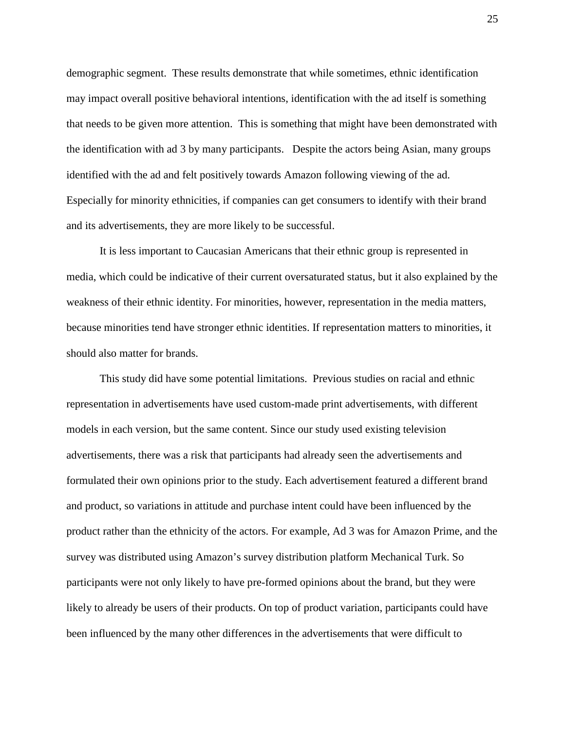demographic segment. These results demonstrate that while sometimes, ethnic identification may impact overall positive behavioral intentions, identification with the ad itself is something that needs to be given more attention. This is something that might have been demonstrated with the identification with ad 3 by many participants. Despite the actors being Asian, many groups identified with the ad and felt positively towards Amazon following viewing of the ad. Especially for minority ethnicities, if companies can get consumers to identify with their brand and its advertisements, they are more likely to be successful.

It is less important to Caucasian Americans that their ethnic group is represented in media, which could be indicative of their current oversaturated status, but it also explained by the weakness of their ethnic identity. For minorities, however, representation in the media matters, because minorities tend have stronger ethnic identities. If representation matters to minorities, it should also matter for brands.

This study did have some potential limitations. Previous studies on racial and ethnic representation in advertisements have used custom-made print advertisements, with different models in each version, but the same content. Since our study used existing television advertisements, there was a risk that participants had already seen the advertisements and formulated their own opinions prior to the study. Each advertisement featured a different brand and product, so variations in attitude and purchase intent could have been influenced by the product rather than the ethnicity of the actors. For example, Ad 3 was for Amazon Prime, and the survey was distributed using Amazon's survey distribution platform Mechanical Turk. So participants were not only likely to have pre-formed opinions about the brand, but they were likely to already be users of their products. On top of product variation, participants could have been influenced by the many other differences in the advertisements that were difficult to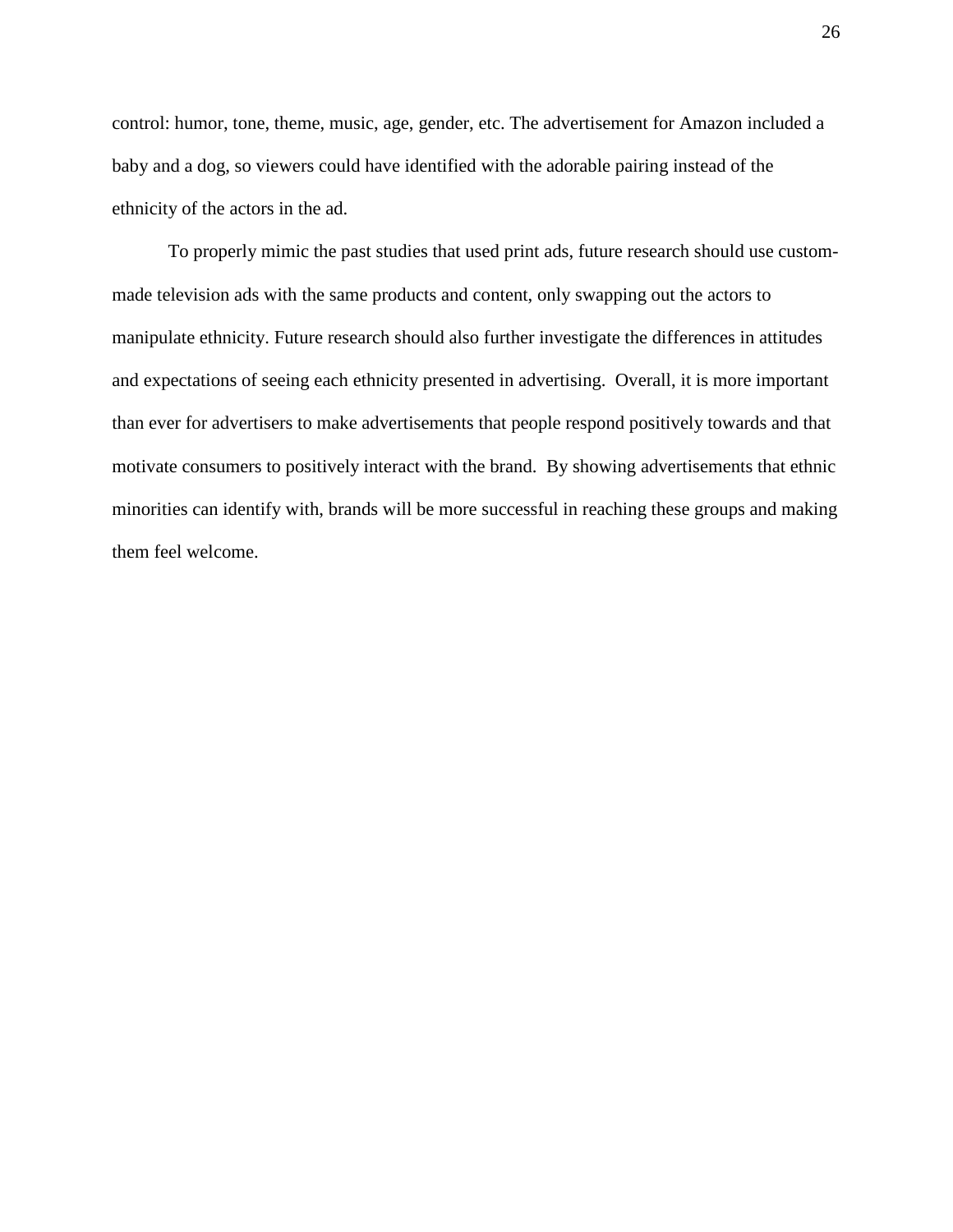control: humor, tone, theme, music, age, gender, etc. The advertisement for Amazon included a baby and a dog, so viewers could have identified with the adorable pairing instead of the ethnicity of the actors in the ad.

To properly mimic the past studies that used print ads, future research should use custom-made television ads with the same products and content, only swapping out the actors to manipulate ethnicity. Future research should also further investigate the differences in attitudes and expectations of seeing each ethnicity presented in advertising. Overall, it is more important than ever for advertisers to make advertisements that people respond positively towards and that motivate consumers to positively interact with the brand. By showing advertisements that ethnic minorities can identify with, brands will be more successful in reaching these groups and making them feel welcome.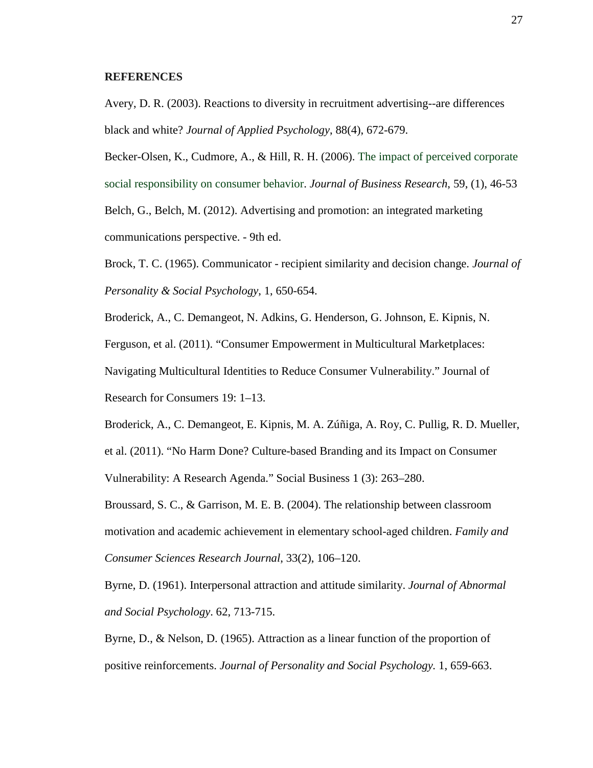**REFERENCES**

Avery, D. R. (2003). Reactions to diversity in recruitment advertising--are differences black and white? *Journal of Applied Psychology*, 88(4), 672-679.

Becker-Olsen, K., Cudmore, A., & Hill, R. H. (2006). The impact of perceived corporate social responsibility on consumer behavior. *Journal of Business Research*, 59, (1), 46-53

Belch, G., Belch, M. (2012). Advertising and promotion: an integrated marketing communications perspective. - 9th ed.

Brock, T. C. (1965). Communicator - recipient similarity and decision change. *Journal of Personality & Social Psychology*, 1, 650-654.

Broderick, A., C. Demangeot, N. Adkins, G. Henderson, G. Johnson, E. Kipnis, N. Ferguson, et al. (2011). "Consumer Empowerment in Multicultural Marketplaces: Navigating Multicultural Identities to Reduce Consumer Vulnerability." Journal of Research for Consumers 19: 1–13.

Broderick, A., C. Demangeot, E. Kipnis, M. A. Zúñiga, A. Roy, C. Pullig, R. D. Mueller, et al. (2011). "No Harm Done? Culture-based Branding and its Impact on Consumer Vulnerability: A Research Agenda." Social Business 1 (3): 263–280.

Broussard, S. C., & Garrison, M. E. B. (2004). The relationship between classroom motivation and academic achievement in elementary school-aged children. *Family and Consumer Sciences Research Journal*, 33(2), 106–120.

Byrne, D. (1961). Interpersonal attraction and attitude similarity. *Journal of Abnormal and Social Psychology*. 62, 713-715.

Byrne, D., & Nelson, D. (1965). Attraction as a linear function of the proportion of positive reinforcements. *Journal of Personality and Social Psychology*. 1, 659-663.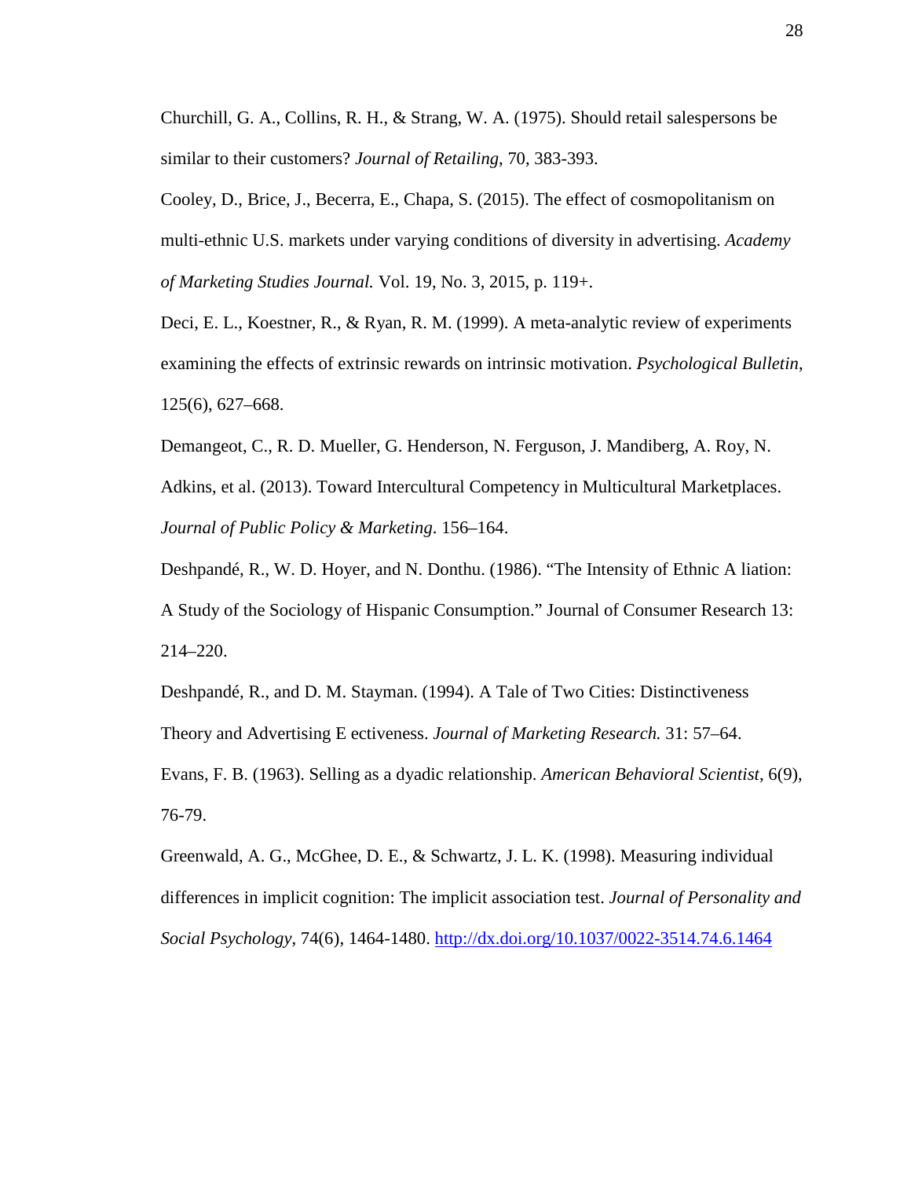Churchill, G. A., Collins, R. H., & Strang, W. A. (1975). Should retail salespersons be similar to their customers? *Journal of Retailing*, 70, 383-393.

Cooley, D., Brice, J., Becerra, E., Chapa, S. (2015). The effect of cosmopolitanism on multi-ethnic U.S. markets under varying conditions of diversity in advertising. *Academy of Marketing Studies Journal.* Vol. 19, No. 3, 2015, p. 119+.

Deci, E. L., Koestner, R., & Ryan, R. M. (1999). A meta-analytic review of experiments examining the effects of extrinsic rewards on intrinsic motivation. *Psychological Bulletin*, 125(6), 627–668.

Demangeot, C., R. D. Mueller, G. Henderson, N. Ferguson, J. Mandiberg, A. Roy, N. Adkins, et al. (2013). Toward Intercultural Competency in Multicultural Marketplaces. *Journal of Public Policy & Marketing*. 156–164.

Deshpandé, R., W. D. Hoyer, and N. Donthu. (1986). "The Intensity of Ethnic A liation: A Study of the Sociology of Hispanic Consumption." Journal of Consumer Research 13: 214–220.

Deshpandé, R., and D. M. Stayman. (1994). A Tale of Two Cities: Distinctiveness Theory and Advertising E ectiveness. *Journal of Marketing Research.* 31: 57–64.

Evans, F. B. (1963). Selling as a dyadic relationship. *American Behavioral Scientist*, 6(9), 76-79.

Greenwald, A. G., McGhee, D. E., & Schwartz, J. L. K. (1998). Measuring individual differences in implicit cognition: The implicit association test. *Journal of Personality and Social Psychology*, 74(6), 1464-1480. http://dx.doi.org/10.1037/0022-3514.74.6.1464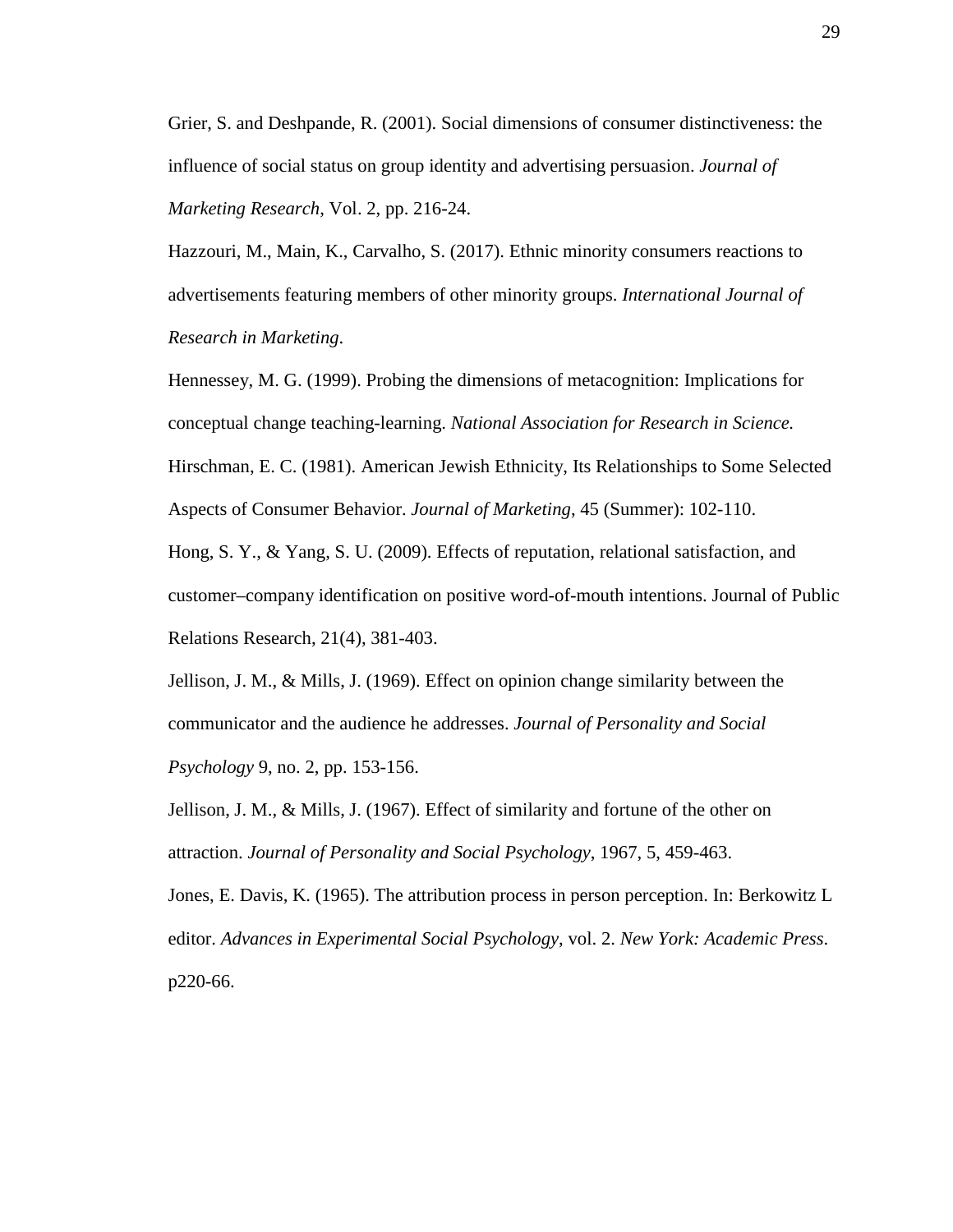Grier, S. and Deshpande, R. (2001). Social dimensions of consumer distinctiveness: the influence of social status on group identity and advertising persuasion. *Journal of Marketing Research*, Vol. 2, pp. 216-24.

Hazzouri, M., Main, K., Carvalho, S. (2017). Ethnic minority consumers reactions to advertisements featuring members of other minority groups. *International Journal of Research in Marketing*.

Hennessey, M. G. (1999). Probing the dimensions of metacognition: Implications for conceptual change teaching-learning. *National Association for Research in Science.*

Hirschman, E. C. (1981). American Jewish Ethnicity, Its Relationships to Some Selected Aspects of Consumer Behavior. *Journal of Marketing*, 45 (Summer): 102-110.

Hong, S. Y., & Yang, S. U. (2009). Effects of reputation, relational satisfaction, and customer–company identification on positive word-of-mouth intentions. Journal of Public Relations Research, 21(4), 381-403.

Jellison, J. M., & Mills, J. (1969). Effect on opinion change similarity between the communicator and the audience he addresses. *Journal of Personality and Social Psychology* 9, no. 2, pp. 153-156.

Jellison, J. M., & Mills, J. (1967). Effect of similarity and fortune of the other on attraction. *Journal of Personality and Social Psychology*, 1967, 5, 459-463.

Jones, E. Davis, K. (1965). The attribution process in person perception. In: Berkowitz L editor. *Advances in Experimental Social Psychology*, vol. 2. *New York: Academic Press*. p220-66.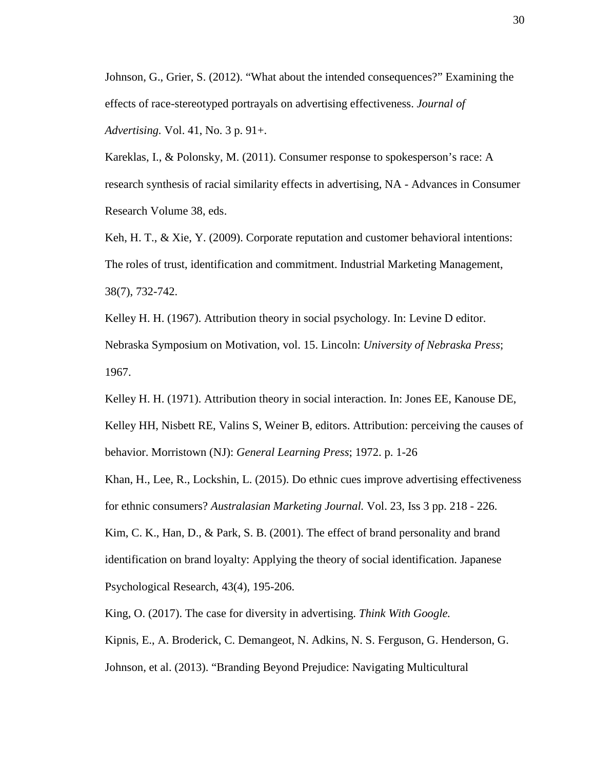Johnson, G., Grier, S. (2012). “What about the intended consequences?” Examining the effects of race-stereotyped portrayals on advertising effectiveness. *Journal of Advertising.* Vol. 41, No. 3 p. 91+.

Kareklas, I., & Polonsky, M. (2011). Consumer response to spokesperson’s race: A research synthesis of racial similarity effects in advertising, NA - Advances in Consumer Research Volume 38, eds.

Keh, H. T., & Xie, Y. (2009). Corporate reputation and customer behavioral intentions: The roles of trust, identification and commitment. Industrial Marketing Management, 38(7), 732-742.

Kelley H. H. (1967). Attribution theory in social psychology. In: Levine D editor. Nebraska Symposium on Motivation, vol. 15. Lincoln: *University of Nebraska Press*; 1967.

Kelley H. H. (1971). Attribution theory in social interaction. In: Jones EE, Kanouse DE, Kelley HH, Nisbett RE, Valins S, Weiner B, editors. Attribution: perceiving the causes of behavior. Morristown (NJ): *General Learning Press*; 1972. p. 1-26

Khan, H., Lee, R., Lockshin, L. (2015). Do ethnic cues improve advertising effectiveness for ethnic consumers? *Australasian Marketing Journal.* Vol. 23, Iss 3 pp. 218 - 226.

Kim, C. K., Han, D., & Park, S. B. (2001). The effect of brand personality and brand identification on brand loyalty: Applying the theory of social identification. Japanese Psychological Research, 43(4), 195-206.

King, O. (2017). The case for diversity in advertising. *Think With Google.*

Kipnis, E., A. Broderick, C. Demangeot, N. Adkins, N. S. Ferguson, G. Henderson, G. Johnson, et al. (2013). “Branding Beyond Prejudice: Navigating Multicultural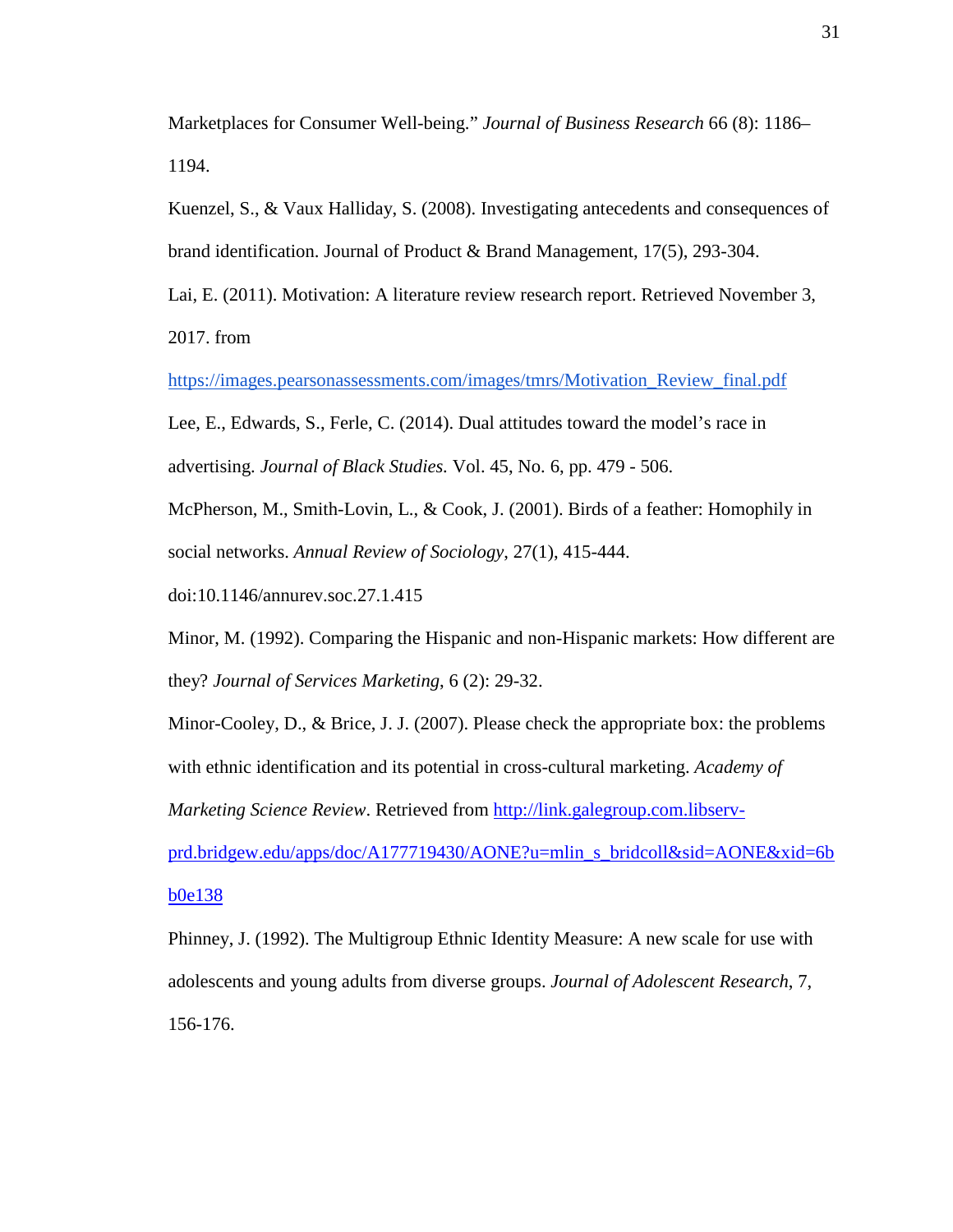Marketplaces for Consumer Well-being." *Journal of Business Research* 66 (8): 1186–1194.

Kuenzel, S., & Vaux Halliday, S. (2008). Investigating antecedents and consequences of brand identification. Journal of Product & Brand Management, 17(5), 293-304.

Lai, E. (2011). Motivation: A literature review research report. Retrieved November 3, 2017. from https://images.pearsonassessments.com/images/tmrs/Motivation_Review_final.pdf

Lee, E., Edwards, S., Ferle, C. (2014). Dual attitudes toward the model's race in advertising. *Journal of Black Studies.* Vol. 45, No. 6, pp. 479 - 506.

McPherson, M., Smith-Lovin, L., & Cook, J. (2001). Birds of a feather: Homophily in social networks. *Annual Review of Sociology*, 27(1), 415-444. doi:10.1146/annurev.soc.27.1.415

Minor, M. (1992). Comparing the Hispanic and non-Hispanic markets: How different are they? *Journal of Services Marketing*, 6 (2): 29-32.

Minor-Cooley, D., & Brice, J. J. (2007). Please check the appropriate box: the problems with ethnic identification and its potential in cross-cultural marketing. *Academy of Marketing Science Review*. Retrieved from http://link.galegroup.com.libserv-prd.bridgew.edu/apps/doc/A177719430/AONE?u=mlin_s_bridcoll&sid=AONE&xid=6bb0e138

Phinney, J. (1992). The Multigroup Ethnic Identity Measure: A new scale for use with adolescents and young adults from diverse groups. *Journal of Adolescent Research*, 7, 156-176.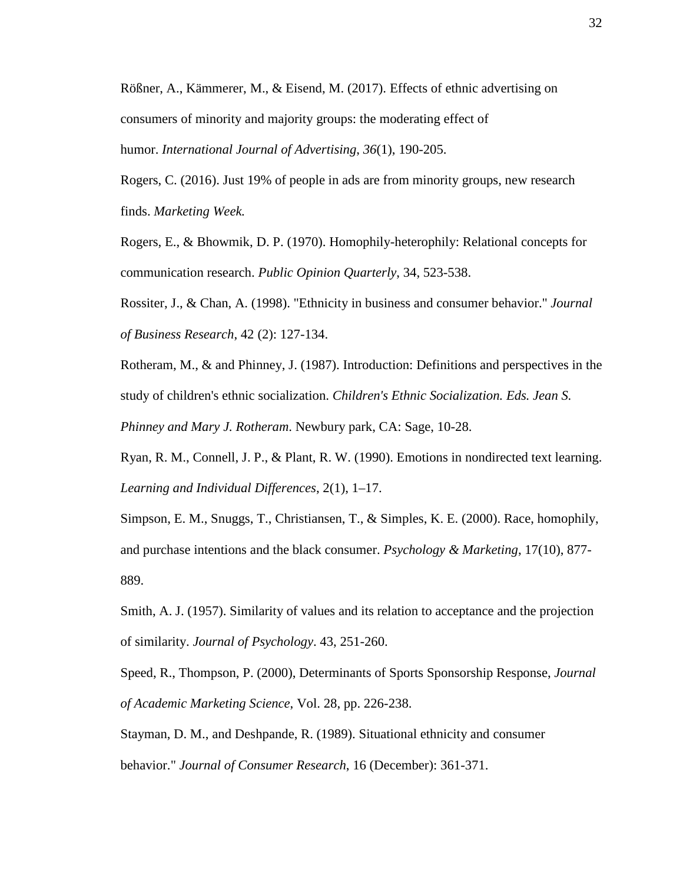Rößner, A., Kämmerer, M., & Eisend, M. (2017). Effects of ethnic advertising on consumers of minority and majority groups: the moderating effect of humor. *International Journal of Advertising*, *36*(1), 190-205.

Rogers, C. (2016). Just 19% of people in ads are from minority groups, new research finds. *Marketing Week.*

Rogers, E., & Bhowmik, D. P. (1970). Homophily-heterophily: Relational concepts for communication research. *Public Opinion Quarterly*, 34, 523-538.

Rossiter, J., & Chan, A. (1998). "Ethnicity in business and consumer behavior." *Journal of Business Research*, 42 (2): 127-134.

Rotheram, M., & and Phinney, J. (1987). Introduction: Definitions and perspectives in the study of children's ethnic socialization. *Children's Ethnic Socialization. Eds. Jean S. Phinney and Mary J. Rotheram*. Newbury park, CA: Sage, 10-28.

Ryan, R. M., Connell, J. P., & Plant, R. W. (1990). Emotions in nondirected text learning. *Learning and Individual Differences*, 2(1), 1–17.

Simpson, E. M., Snuggs, T., Christiansen, T., & Simples, K. E. (2000). Race, homophily, and purchase intentions and the black consumer. *Psychology & Marketing*, 17(10), 877-889.

Smith, A. J. (1957). Similarity of values and its relation to acceptance and the projection of similarity. *Journal of Psychology*. 43, 251-260.

Speed, R., Thompson, P. (2000), Determinants of Sports Sponsorship Response, *Journal of Academic Marketing Science*, Vol. 28, pp. 226-238.

Stayman, D. M., and Deshpande, R. (1989). Situational ethnicity and consumer behavior." *Journal of Consumer Research*, 16 (December): 361-371.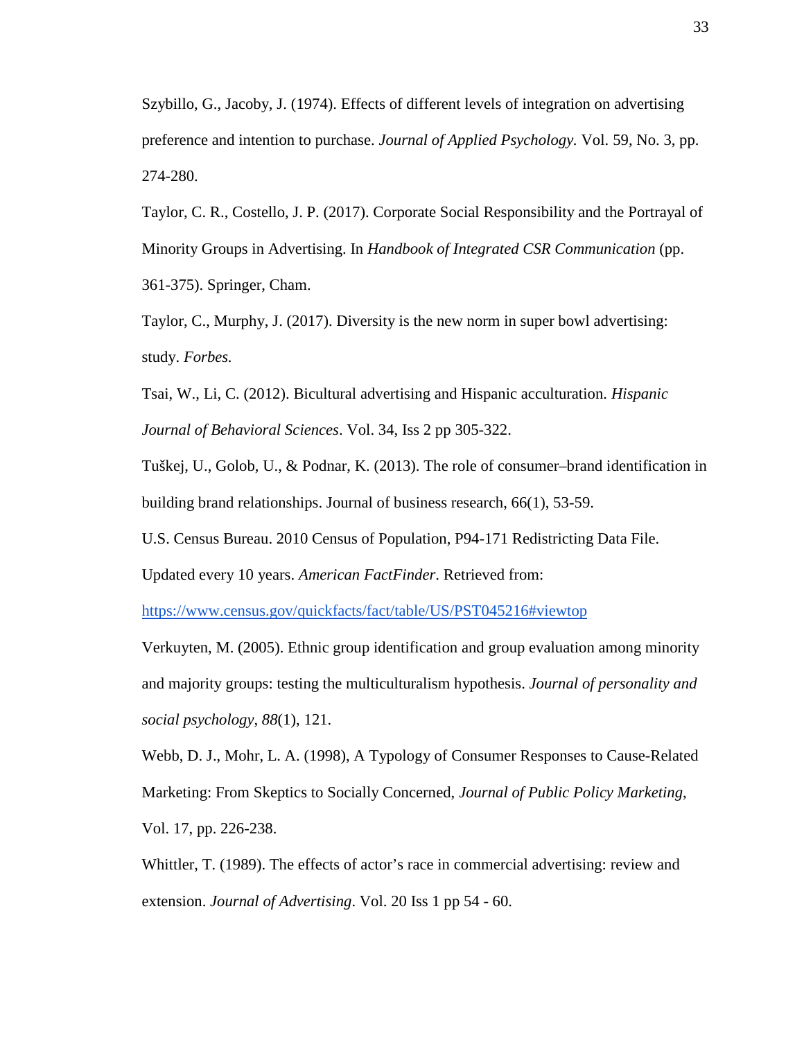Szybillo, G., Jacoby, J. (1974). Effects of different levels of integration on advertising preference and intention to purchase. *Journal of Applied Psychology.* Vol. 59, No. 3, pp. 274-280.

Taylor, C. R., Costello, J. P. (2017). Corporate Social Responsibility and the Portrayal of Minority Groups in Advertising. In *Handbook of Integrated CSR Communication* (pp. 361-375). Springer, Cham.

Taylor, C., Murphy, J. (2017). Diversity is the new norm in super bowl advertising: study. *Forbes.*

Tsai, W., Li, C. (2012). Bicultural advertising and Hispanic acculturation. *Hispanic Journal of Behavioral Sciences*. Vol. 34, Iss 2 pp 305-322.

Tuškej, U., Golob, U., & Podnar, K. (2013). The role of consumer–brand identification in building brand relationships. Journal of business research, 66(1), 53-59.

U.S. Census Bureau. 2010 Census of Population, P94-171 Redistricting Data File. Updated every 10 years. *American FactFinder*. Retrieved from: https://www.census.gov/quickfacts/fact/table/US/PST045216#viewtop

Verkuyten, M. (2005). Ethnic group identification and group evaluation among minority and majority groups: testing the multiculturalism hypothesis. *Journal of personality and social psychology*, *88*(1), 121.

Webb, D. J., Mohr, L. A. (1998), A Typology of Consumer Responses to Cause-Related Marketing: From Skeptics to Socially Concerned, *Journal of Public Policy Marketing*, Vol. 17, pp. 226-238.

Whittler, T. (1989). The effects of actor's race in commercial advertising: review and extension. *Journal of Advertising*. Vol. 20 Iss 1 pp 54 - 60.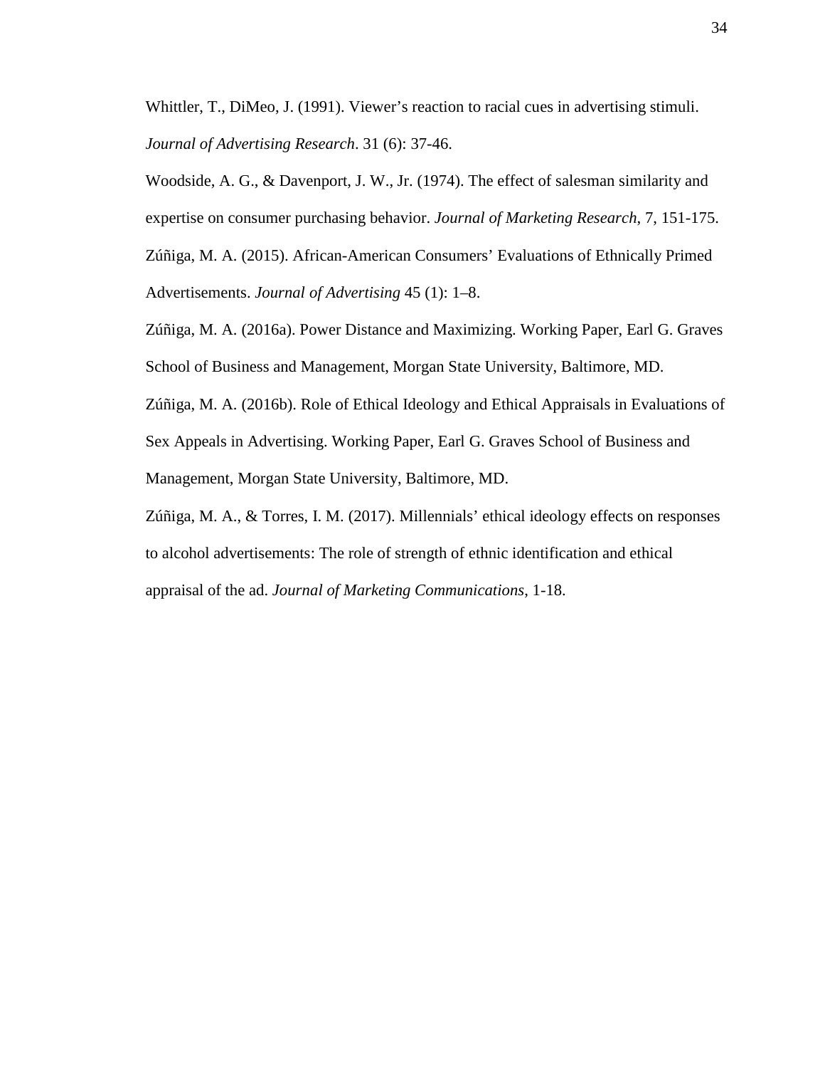Whittler, T., DiMeo, J. (1991). Viewer's reaction to racial cues in advertising stimuli. *Journal of Advertising Research*. 31 (6): 37-46.

Woodside, A. G., & Davenport, J. W., Jr. (1974). The effect of salesman similarity and expertise on consumer purchasing behavior. *Journal of Marketing Research*, 7, 151-175.

Zúñiga, M. A. (2015). African-American Consumers' Evaluations of Ethnically Primed Advertisements. *Journal of Advertising* 45 (1): 1–8.

Zúñiga, M. A. (2016a). Power Distance and Maximizing. Working Paper, Earl G. Graves School of Business and Management, Morgan State University, Baltimore, MD.

Zúñiga, M. A. (2016b). Role of Ethical Ideology and Ethical Appraisals in Evaluations of Sex Appeals in Advertising. Working Paper, Earl G. Graves School of Business and Management, Morgan State University, Baltimore, MD.

Zúñiga, M. A., & Torres, I. M. (2017). Millennials' ethical ideology effects on responses to alcohol advertisements: The role of strength of ethnic identification and ethical appraisal of the ad. *Journal of Marketing Communications*, 1-18.